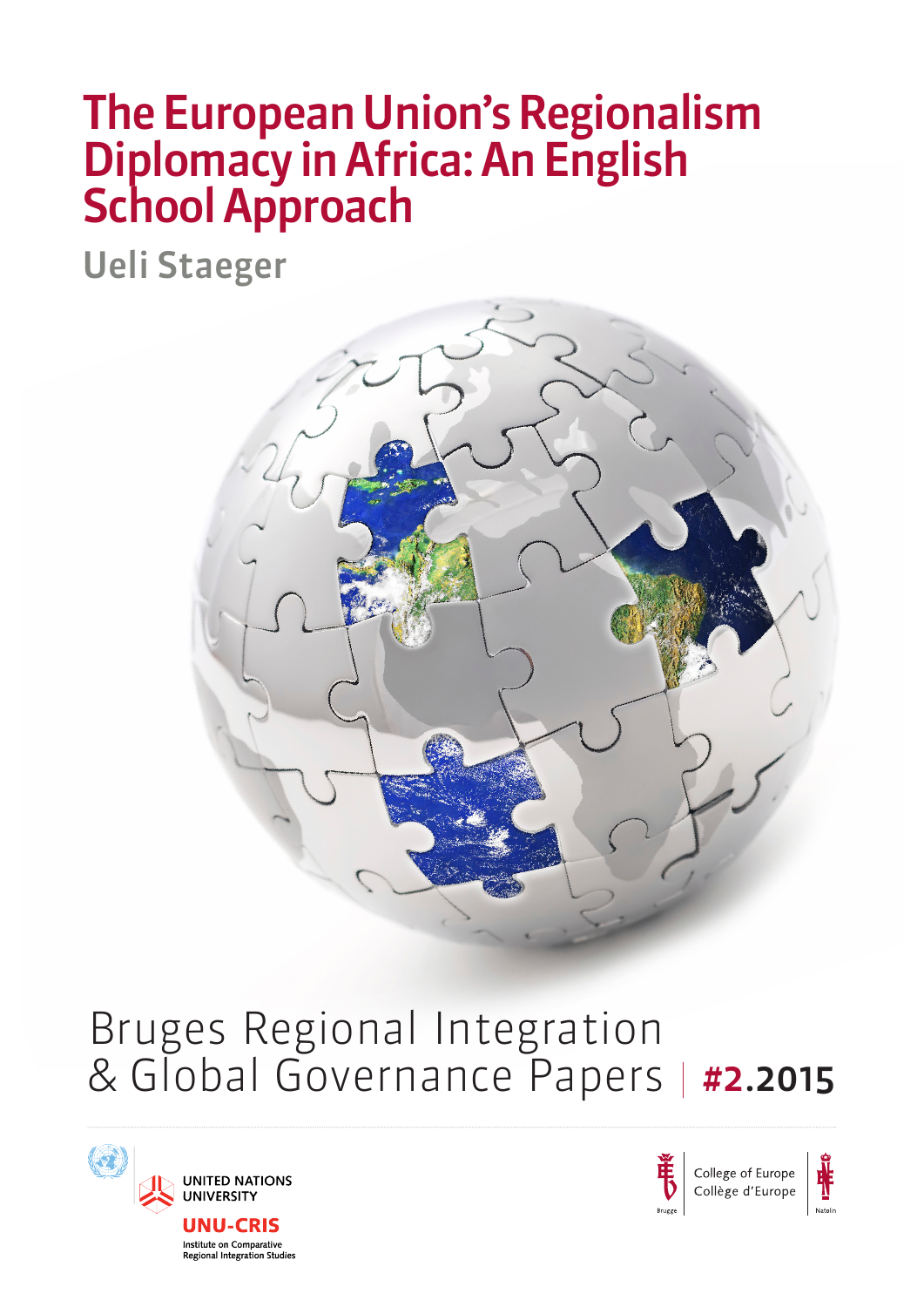# The European Union's Regionalism Diplomacy in Africa: An English School Approach

**Ueli Staeger**

Bruges Regional Integration & Global Governance Papers | **#2.2015**

UNITED NATIONS UNIVERSITY

UNU-CRIS

Institute on Comparative Regional Integration Studies

College of Europe
Collège d'Europe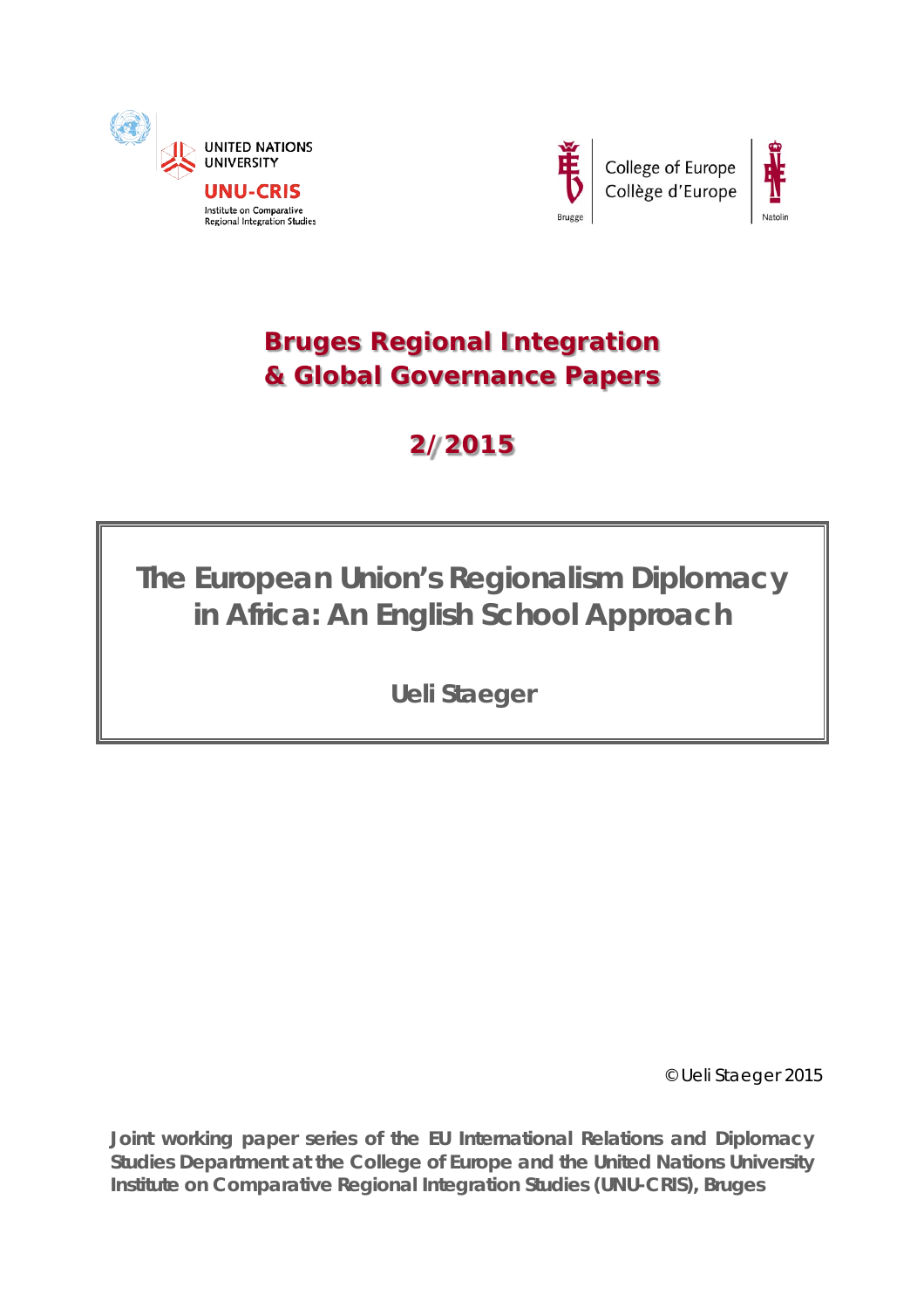UNITED NATIONS UNIVERSITY

UNU-CRIS

Institute on Comparative Regional Integration Studies

College of Europe
Collège d'Europe

Brugge

Natolin

# Bruges Regional Integration & Global Governance Papers

## 2/2015

# The European Union's Regionalism Diplomacy in Africa: An English School Approach

**Ueli Staeger**

© Ueli Staeger 2015

**Joint working paper series of the EU International Relations and Diplomacy Studies Department at the College of Europe and the United Nations University Institute on Comparative Regional Integration Studies (UNU-CRIS), Bruges**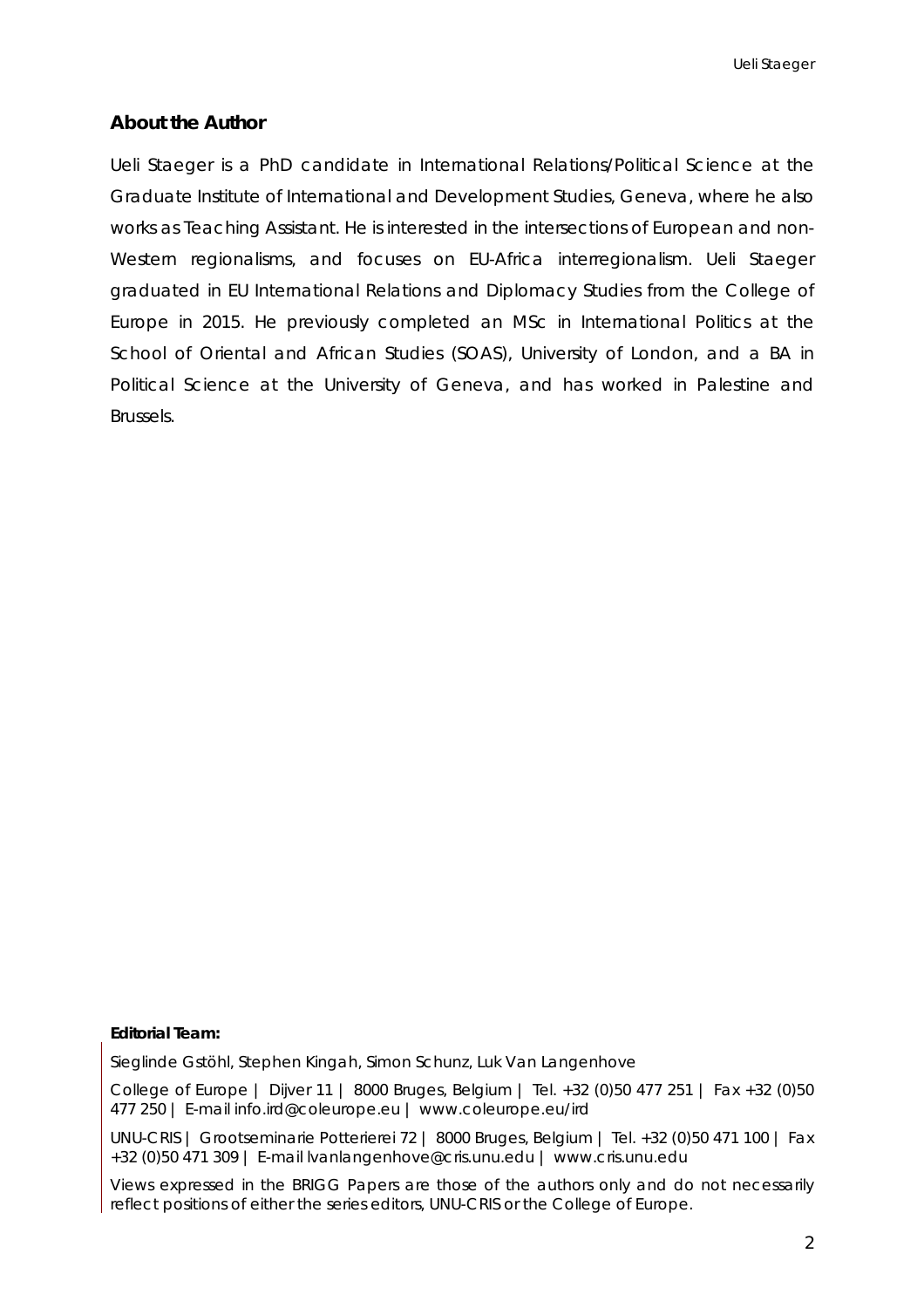## About the Author

Ueli Staeger is a PhD candidate in International Relations/Political Science at the Graduate Institute of International and Development Studies, Geneva, where he also works as Teaching Assistant. He is interested in the intersections of European and non-Western regionalisms, and focuses on EU-Africa interregionalism. Ueli Staeger graduated in EU International Relations and Diplomacy Studies from the College of Europe in 2015. He previously completed an MSc in International Politics at the School of Oriental and African Studies (SOAS), University of London, and a BA in Political Science at the University of Geneva, and has worked in Palestine and Brussels.

**Editorial Team:**

Sieglinde Gstöhl, Stephen Kingah, Simon Schunz, Luk Van Langenhove

College of Europe | Dijver 11 | 8000 Bruges, Belgium | Tel. +32 (0)50 477 251 | Fax +32 (0)50 477 250 | E-mail info.ird@coleurope.eu | www.coleurope.eu/ird

UNU-CRIS | Grootseminarie Potterierei 72 | 8000 Bruges, Belgium | Tel. +32 (0)50 471 100 | Fax +32 (0)50 471 309 | E-mail lvanlangenhove@cris.unu.edu | www.cris.unu.edu

Views expressed in the BRIGG Papers are those of the authors only and do not necessarily reflect positions of either the series editors, UNU-CRIS or the College of Europe.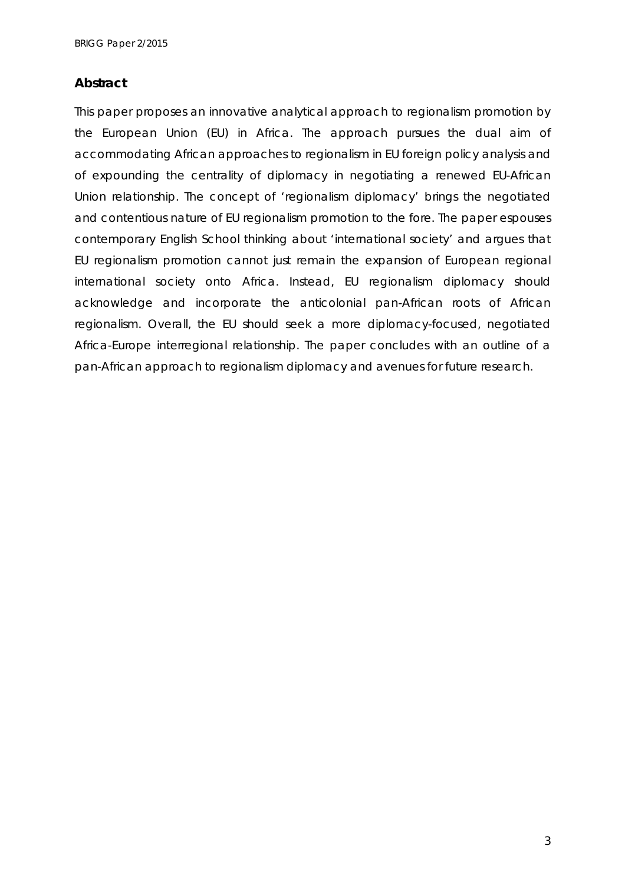## Abstract

This paper proposes an innovative analytical approach to regionalism promotion by the European Union (EU) in Africa. The approach pursues the dual aim of accommodating African approaches to regionalism in EU foreign policy analysis and of expounding the centrality of diplomacy in negotiating a renewed EU-African Union relationship. The concept of 'regionalism diplomacy' brings the negotiated and contentious nature of EU regionalism promotion to the fore. The paper espouses contemporary English School thinking about 'international society' and argues that EU regionalism promotion cannot just remain the expansion of European regional international society onto Africa. Instead, EU regionalism diplomacy should acknowledge and incorporate the anticolonial pan-African roots of African regionalism. Overall, the EU should seek a more diplomacy-focused, negotiated Africa-Europe interregional relationship. The paper concludes with an outline of a pan-African approach to regionalism diplomacy and avenues for future research.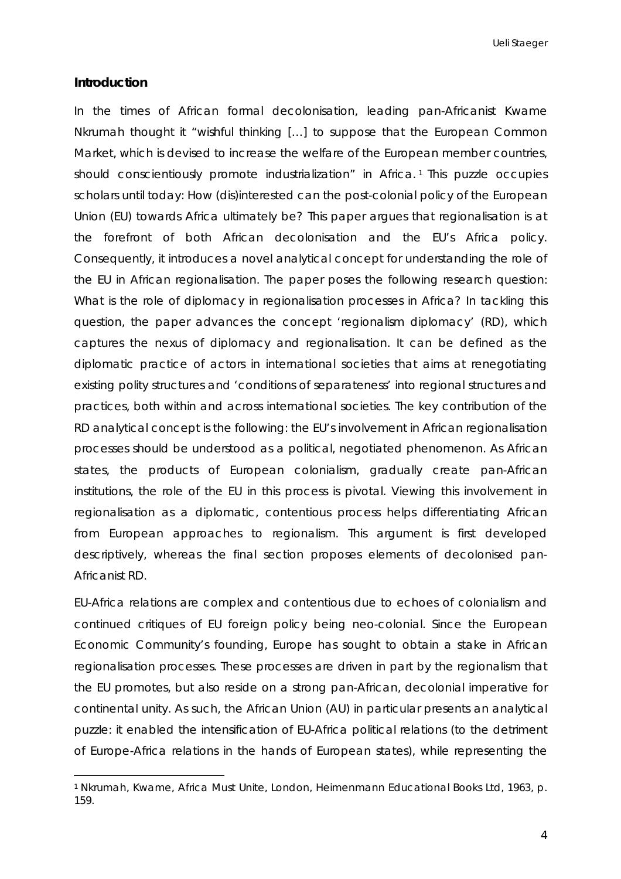## Introduction

In the times of African formal decolonisation, leading pan-Africanist Kwame Nkrumah thought it "wishful thinking […] to suppose that the European Common Market, which is devised to increase the welfare of the European member countries, should conscientiously promote industrialization" in Africa.[1] This puzzle occupies scholars until today: How (dis)interested can the post-colonial policy of the European Union (EU) towards Africa ultimately be? This paper argues that regionalisation is at the forefront of both African decolonisation and the EU's Africa policy. Consequently, it introduces a novel analytical concept for understanding the role of the EU in African regionalisation. The paper poses the following research question: What is the role of diplomacy in regionalisation processes in Africa? In tackling this question, the paper advances the concept 'regionalism diplomacy' (RD), which captures the nexus of diplomacy and regionalisation. It can be defined as the diplomatic practice of actors in international societies that aims at renegotiating existing polity structures and 'conditions of separateness' into regional structures and practices, both within and across international societies. The key contribution of the RD analytical concept is the following: the EU's involvement in African regionalisation processes should be understood as a political, negotiated phenomenon. As African states, the products of European colonialism, gradually create pan-African institutions, the role of the EU in this process is pivotal. Viewing this involvement in regionalisation as a diplomatic, contentious process helps differentiating African from European approaches to regionalism. This argument is first developed descriptively, whereas the final section proposes elements of decolonised pan-Africanist RD.

EU-Africa relations are complex and contentious due to echoes of colonialism and continued critiques of EU foreign policy being neo-colonial. Since the European Economic Community's founding, Europe has sought to obtain a stake in African regionalisation processes. These processes are driven in part by the regionalism that the EU promotes, but also reside on a strong pan-African, decolonial imperative for continental unity. As such, the African Union (AU) in particular presents an analytical puzzle: it enabled the intensification of EU-Africa political relations (to the detriment of Europe-Africa relations in the hands of European states), while representing the

[1] Nkrumah, Kwame, *Africa Must Unite*, London, Heimenmann Educational Books Ltd, 1963, p. 159.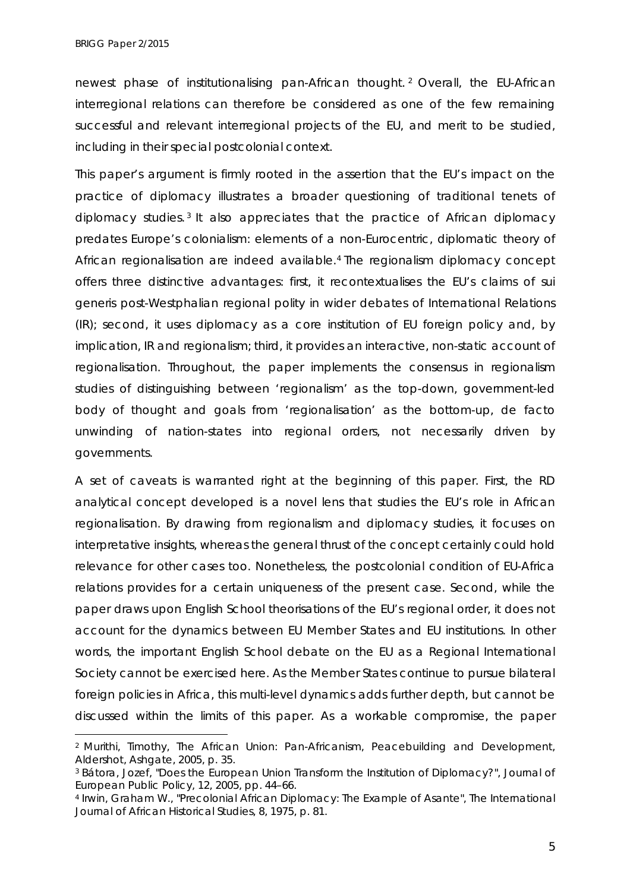newest phase of institutionalising pan-African thought.[2] Overall, the EU-African interregional relations can therefore be considered as one of the few remaining successful and relevant interregional projects of the EU, and merit to be studied, including in their special postcolonial context.

This paper's argument is firmly rooted in the assertion that the EU's impact on the practice of diplomacy illustrates a broader questioning of traditional tenets of diplomacy studies.[3] It also appreciates that the practice of African diplomacy predates Europe's colonialism: elements of a non-Eurocentric, diplomatic theory of African regionalisation are indeed available.[4] The regionalism diplomacy concept offers three distinctive advantages: first, it recontextualises the EU's claims of *sui generis* post-Westphalian regional polity in wider debates of International Relations (IR); second, it uses diplomacy as a core institution of EU foreign policy and, by implication, IR and regionalism; third, it provides an interactive, non-static account of regionalisation. Throughout, the paper implements the consensus in regionalism studies of distinguishing between 'regionalism' as the top-down, government-led body of thought and goals from 'regionalisation' as the bottom-up, *de facto* unwinding of nation-states into regional orders, not necessarily driven by governments.

A set of caveats is warranted right at the beginning of this paper. First, the RD analytical concept developed is a novel lens that studies the EU's role in African regionalisation. By drawing from regionalism and diplomacy studies, it focuses on interpretative insights, whereas the general thrust of the concept certainly could hold relevance for other cases too. Nonetheless, the postcolonial condition of EU-Africa relations provides for a certain uniqueness of the present case. Second, while the paper draws upon English School theorisations of the EU's regional order, it does not account for the dynamics between EU Member States and EU institutions. In other words, the important English School debate on the EU as a Regional International Society cannot be exercised here. As the Member States continue to pursue bilateral foreign policies in Africa, this multi-level dynamics adds further depth, but cannot be discussed within the limits of this paper. As a workable compromise, the paper

[2] Murithi, Timothy, *The African Union: Pan-Africanism, Peacebuilding and Development*, Aldershot, Ashgate, 2005, p. 35.

[3] Bátora, Jozef, "Does the European Union Transform the Institution of Diplomacy?", *Journal of European Public Policy*, 12, 2005, pp. 44–66.

[4] Irwin, Graham W., "Precolonial African Diplomacy: The Example of Asante", *The International Journal of African Historical Studies*, 8, 1975, p. 81.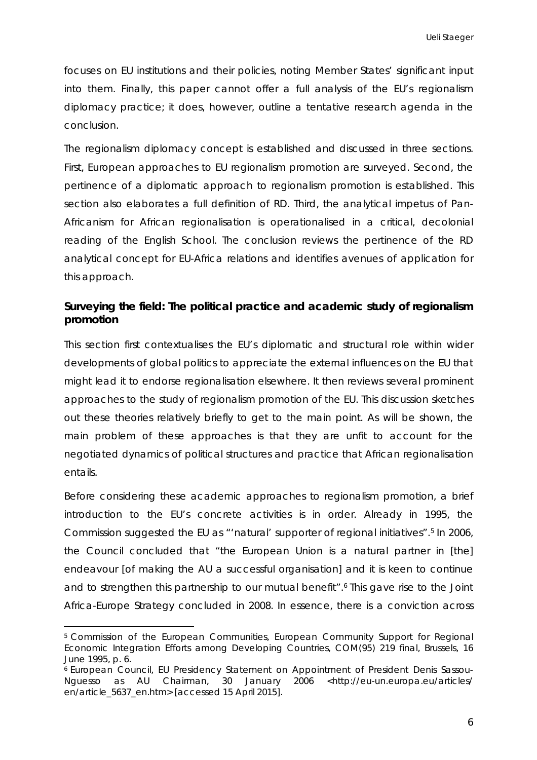focuses on EU institutions and their policies, noting Member States' significant input into them. Finally, this paper cannot offer a full analysis of the EU's regionalism diplomacy practice; it does, however, outline a tentative research agenda in the conclusion.

The regionalism diplomacy concept is established and discussed in three sections. First, European approaches to EU regionalism promotion are surveyed. Second, the pertinence of a diplomatic approach to regionalism promotion is established. This section also elaborates a full definition of RD. Third, the analytical impetus of Pan-Africanism for African regionalisation is operationalised in a critical, decolonial reading of the English School. The conclusion reviews the pertinence of the RD analytical concept for EU-Africa relations and identifies avenues of application for this approach.

## Surveying the field: The political practice and academic study of regionalism promotion

This section first contextualises the EU's diplomatic and structural role within wider developments of global politics to appreciate the external influences on the EU that might lead it to endorse regionalisation elsewhere. It then reviews several prominent approaches to the study of regionalism promotion of the EU. This discussion sketches out these theories relatively briefly to get to the main point. As will be shown, the main problem of these approaches is that they are unfit to account for the negotiated dynamics of political structures and practice that African regionalisation entails.

Before considering these academic approaches to regionalism promotion, a brief introduction to the EU's concrete activities is in order. Already in 1995, the Commission suggested the EU as "'natural' supporter of regional initiatives".[5] In 2006, the Council concluded that "the European Union is a natural partner in [the] endeavour [of making the AU a successful organisation] and it is keen to continue and to strengthen this partnership to our mutual benefit".[6] This gave rise to the Joint Africa-Europe Strategy concluded in 2008. In essence, there is a conviction across

---

[5] Commission of the European Communities, *European Community Support for Regional Economic Integration Efforts among Developing Countries*, COM(95) 219 final, Brussels, 16 June 1995, p. 6.

[6] European Council, *EU Presidency Statement on Appointment of President Denis Sassou-Nguesso as AU Chairman*, 30 January 2006 <http://eu-un.europa.eu/articles/en/article_5637_en.htm> [accessed 15 April 2015].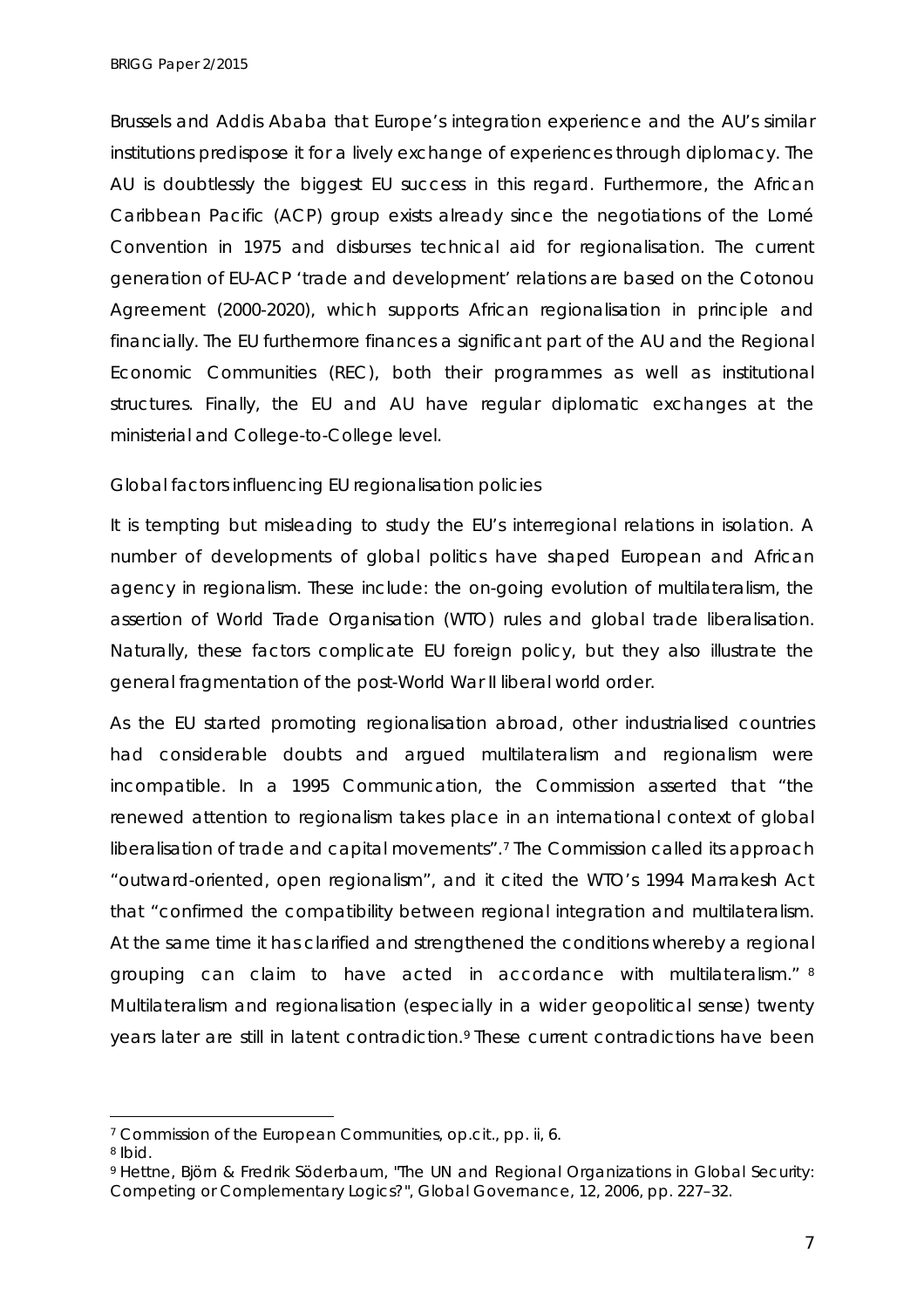Brussels and Addis Ababa that Europe's integration experience and the AU's similar institutions predispose it for a lively exchange of experiences through diplomacy. The AU is doubtlessly the biggest EU success in this regard. Furthermore, the African Caribbean Pacific (ACP) group exists already since the negotiations of the Lomé Convention in 1975 and disburses technical aid for regionalisation. The current generation of EU-ACP 'trade and development' relations are based on the Cotonou Agreement (2000-2020), which supports African regionalisation in principle and financially. The EU furthermore finances a significant part of the AU and the Regional Economic Communities (REC), both their programmes as well as institutional structures. Finally, the EU and AU have regular diplomatic exchanges at the ministerial and College-to-College level.

## Global factors influencing EU regionalisation policies

It is tempting but misleading to study the EU's interregional relations in isolation. A number of developments of global politics have shaped European and African agency in regionalism. These include: the on-going evolution of multilateralism, the assertion of World Trade Organisation (WTO) rules and global trade liberalisation. Naturally, these factors complicate EU foreign policy, but they also illustrate the general fragmentation of the post-World War II liberal world order.

As the EU started promoting regionalisation abroad, other industrialised countries had considerable doubts and argued multilateralism and regionalism were incompatible. In a 1995 Communication, the Commission asserted that "the renewed attention to regionalism takes place in an international context of global liberalisation of trade and capital movements".[7] The Commission called its approach "outward-oriented, open regionalism", and it cited the WTO's 1994 Marrakesh Act that "confirmed the compatibility between regional integration and multilateralism. At the same time it has clarified and strengthened the conditions whereby a regional grouping can claim to have acted in accordance with multilateralism." [8] Multilateralism and regionalisation (especially in a wider geopolitical sense) twenty years later are still in latent contradiction.[9] These current contradictions have been

---

[7] Commission of the European Communities, op.cit., pp. ii, 6.

[8] Ibid.

[9] Hettne, Björn & Fredrik Söderbaum, "The UN and Regional Organizations in Global Security: Competing or Complementary Logics?", Global Governance, 12, 2006, pp. 227–32.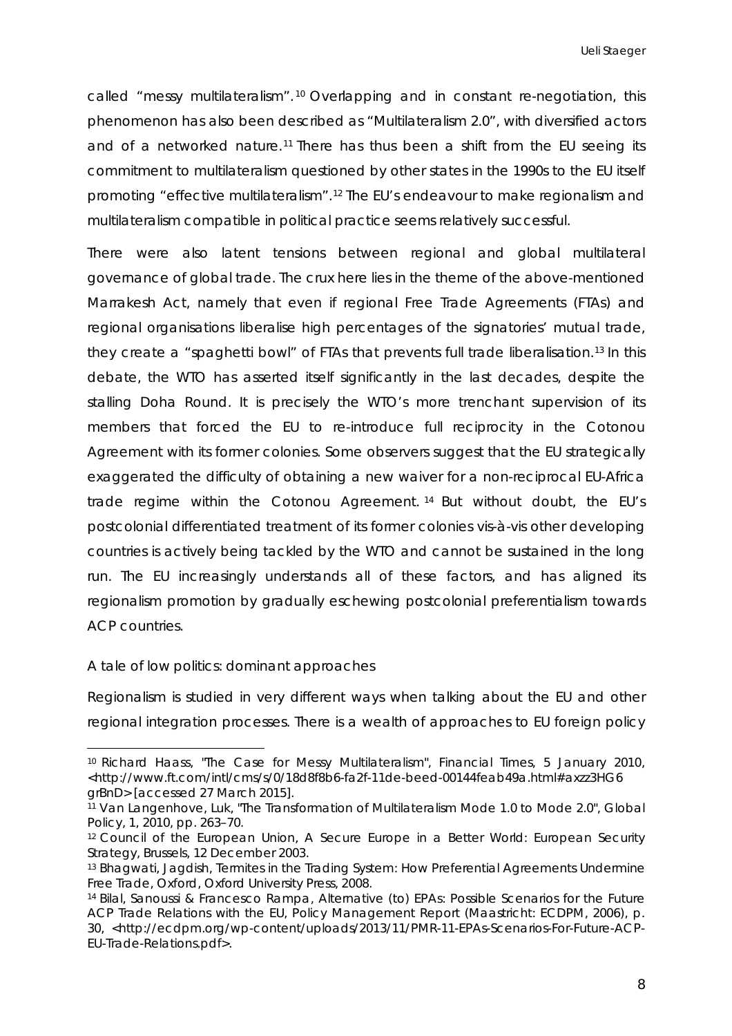called "messy multilateralism".[10] Overlapping and in constant re-negotiation, this phenomenon has also been described as "Multilateralism 2.0", with diversified actors and of a networked nature.[11] There has thus been a shift from the EU seeing its commitment to multilateralism questioned by other states in the 1990s to the EU itself promoting "effective multilateralism".[12] The EU's endeavour to make regionalism and multilateralism compatible in political practice seems relatively successful.

There were also latent tensions between regional and global multilateral governance of global trade. The crux here lies in the theme of the above-mentioned Marrakesh Act, namely that even if regional Free Trade Agreements (FTAs) and regional organisations liberalise high percentages of the signatories' mutual trade, they create a "spaghetti bowl" of FTAs that prevents full trade liberalisation.[13] In this debate, the WTO has asserted itself significantly in the last decades, despite the stalling Doha Round. It is precisely the WTO's more trenchant supervision of its members that forced the EU to re-introduce full reciprocity in the Cotonou Agreement with its former colonies. Some observers suggest that the EU strategically exaggerated the difficulty of obtaining a new waiver for a non-reciprocal EU-Africa trade regime within the Cotonou Agreement.[14] But without doubt, the EU's postcolonial differentiated treatment of its former colonies vis-à-vis other developing countries is actively being tackled by the WTO and cannot be sustained in the long run. The EU increasingly understands all of these factors, and has aligned its regionalism promotion by gradually eschewing postcolonial preferentialism towards ACP countries.

### A tale of low politics: dominant approaches

Regionalism is studied in very different ways when talking about the EU and other regional integration processes. There is a wealth of approaches to EU foreign policy

---

[10] Richard Haass, "The Case for Messy Multilateralism", *Financial Times*, 5 January 2010, <http://www.ft.com/intl/cms/s/0/18d8f8b6-fa2f-11de-beed-00144feab49a.html#axzz3HG6grBnD> [accessed 27 March 2015].

[11] Van Langenhove, Luk, "The Transformation of Multilateralism Mode 1.0 to Mode 2.0", *Global Policy*, 1, 2010, pp. 263–70.

[12] Council of the European Union, *A Secure Europe in a Better World: European Security Strategy*, Brussels, 12 December 2003.

[13] Bhagwati, Jagdish, *Termites in the Trading System: How Preferential Agreements Undermine Free Trade*, Oxford, Oxford University Press, 2008.

[14] Bilal, Sanoussi & Francesco Rampa, *Alternative (to) EPAs: Possible Scenarios for the Future ACP Trade Relations with the EU*, Policy Management Report (Maastricht: ECDPM, 2006), p. 30, <http://ecdpm.org/wp-content/uploads/2013/11/PMR-11-EPAs-Scenarios-For-Future-ACP-EU-Trade-Relations.pdf>.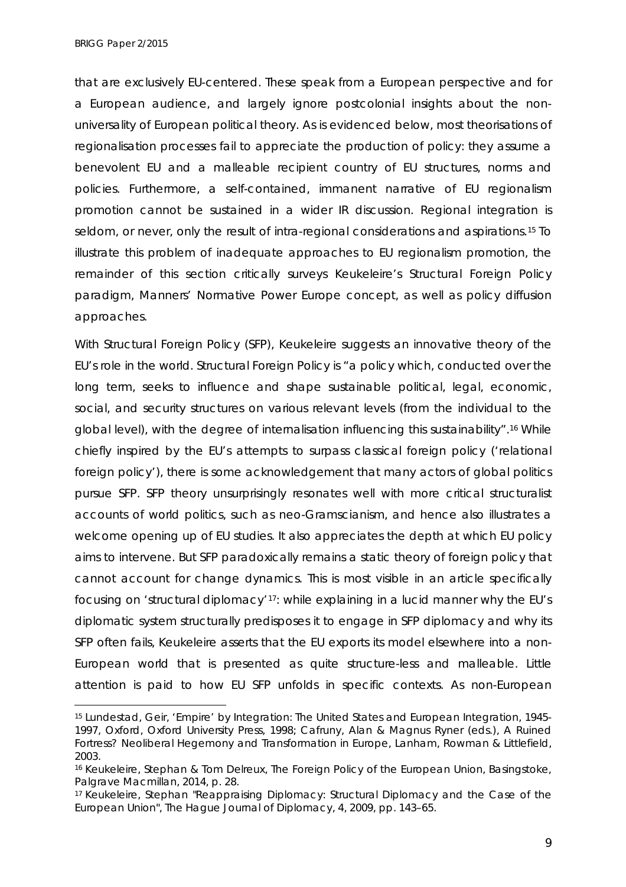that are exclusively EU-centered. These speak from a European perspective and for a European audience, and largely ignore postcolonial insights about the non-universality of European political theory. As is evidenced below, most theorisations of regionalisation processes fail to appreciate the production of policy: they assume a benevolent EU and a malleable recipient country of EU structures, norms and policies. Furthermore, a self-contained, immanent narrative of EU regionalism promotion cannot be sustained in a wider IR discussion. Regional integration is seldom, or never, only the result of intra-regional considerations and aspirations.[15] To illustrate this problem of inadequate approaches to EU regionalism promotion, the remainder of this section critically surveys Keukeleire's Structural Foreign Policy paradigm, Manners' Normative Power Europe concept, as well as policy diffusion approaches.

With Structural Foreign Policy (SFP), Keukeleire suggests an innovative theory of the EU's role in the world. Structural Foreign Policy is "a policy which, conducted over the long term, seeks to influence and shape sustainable political, legal, economic, social, and security structures on various relevant levels (from the individual to the global level), with the degree of internalisation influencing this sustainability".[16] While chiefly inspired by the EU's attempts to surpass classical foreign policy ('relational foreign policy'), there is some acknowledgement that many actors of global politics pursue SFP. SFP theory unsurprisingly resonates well with more critical structuralist accounts of world politics, such as neo-Gramscianism, and hence also illustrates a welcome opening up of EU studies. It also appreciates the depth at which EU policy aims to intervene. But SFP paradoxically remains a static theory of foreign policy that cannot account for change dynamics. This is most visible in an article specifically focusing on 'structural diplomacy'[17]: while explaining in a lucid manner why the EU's diplomatic system structurally predisposes it to engage in SFP diplomacy and why its SFP often fails, Keukeleire asserts that the EU exports its model elsewhere into a non-European world that is presented as quite structure-less and malleable. Little attention is paid to how EU SFP unfolds in specific contexts. As non-European

---

[15] Lundestad, Geir, *'Empire' by Integration: The United States and European Integration, 1945-1997*, Oxford, Oxford University Press, 1998; Cafruny, Alan & Magnus Ryner (eds.), *A Ruined Fortress? Neoliberal Hegemony and Transformation in Europe*, Lanham, Rowman & Littlefield, 2003.

[16] Keukeleire, Stephan & Tom Delreux, *The Foreign Policy of the European Union*, Basingstoke, Palgrave Macmillan, 2014, p. 28.

[17] Keukeleire, Stephan "Reappraising Diplomacy: Structural Diplomacy and the Case of the European Union", *The Hague Journal of Diplomacy*, 4, 2009, pp. 143–65.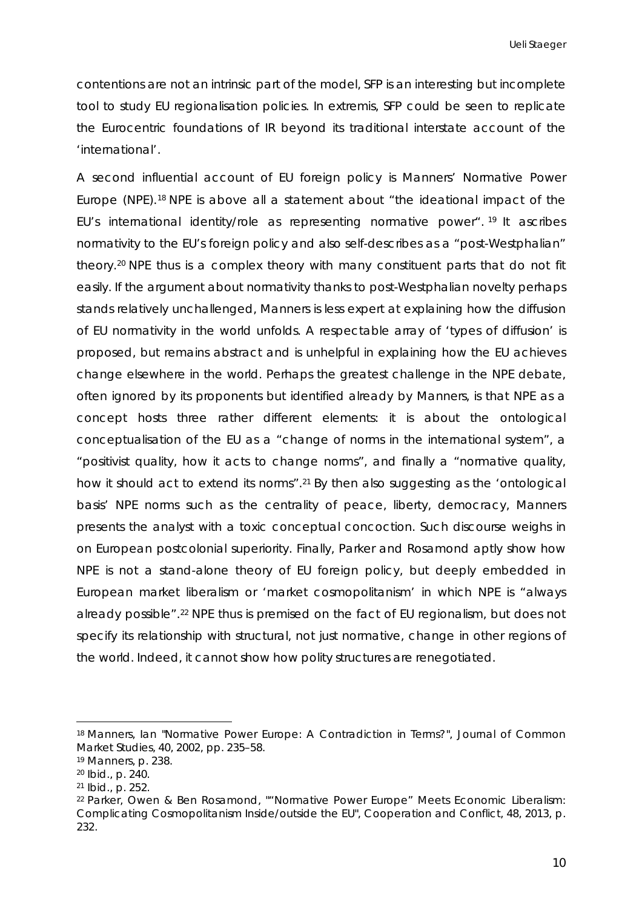contentions are not an intrinsic part of the model, SFP is an interesting but incomplete tool to study EU regionalisation policies. In extremis, SFP could be seen to replicate the Eurocentric foundations of IR beyond its traditional interstate account of the 'international'.

A second influential account of EU foreign policy is Manners' Normative Power Europe (NPE).[18] NPE is above all a statement about "the ideational impact of the EU's international identity/role as representing normative power".[19] It ascribes normativity to the EU's foreign policy and also self-describes as a "post-Westphalian" theory.[20] NPE thus is a complex theory with many constituent parts that do not fit easily. If the argument about normativity thanks to post-Westphalian novelty perhaps stands relatively unchallenged, Manners is less expert at explaining how the diffusion of EU normativity in the world unfolds. A respectable array of 'types of diffusion' is proposed, but remains abstract and is unhelpful in explaining how the EU achieves change elsewhere in the world. Perhaps the greatest challenge in the NPE debate, often ignored by its proponents but identified already by Manners, is that NPE as a concept hosts three rather different elements: it is about the ontological conceptualisation of the EU as a "change of norms in the international system", a "positivist quality, how it acts to change norms", and finally a "normative quality, how it should act to extend its norms".[21] By then also suggesting as the 'ontological basis' NPE norms such as the centrality of peace, liberty, democracy, Manners presents the analyst with a toxic conceptual concoction. Such discourse weighs in on European postcolonial superiority. Finally, Parker and Rosamond aptly show how NPE is not a stand-alone theory of EU foreign policy, but deeply embedded in European market liberalism or 'market cosmopolitanism' in which NPE is "always already possible".[22] NPE thus is premised on the fact of EU regionalism, but does not specify its relationship with structural, not just normative, change in other regions of the world. Indeed, it cannot show how polity structures are renegotiated.

---

[18] Manners, Ian "Normative Power Europe: A Contradiction in Terms?", Journal of Common Market Studies, 40, 2002, pp. 235–58.

[19] Manners, p. 238.

[20] Ibid., p. 240.

[21] Ibid., p. 252.

[22] Parker, Owen & Ben Rosamond, ""Normative Power Europe" Meets Economic Liberalism: Complicating Cosmopolitanism Inside/outside the EU", Cooperation and Conflict, 48, 2013, p. 232.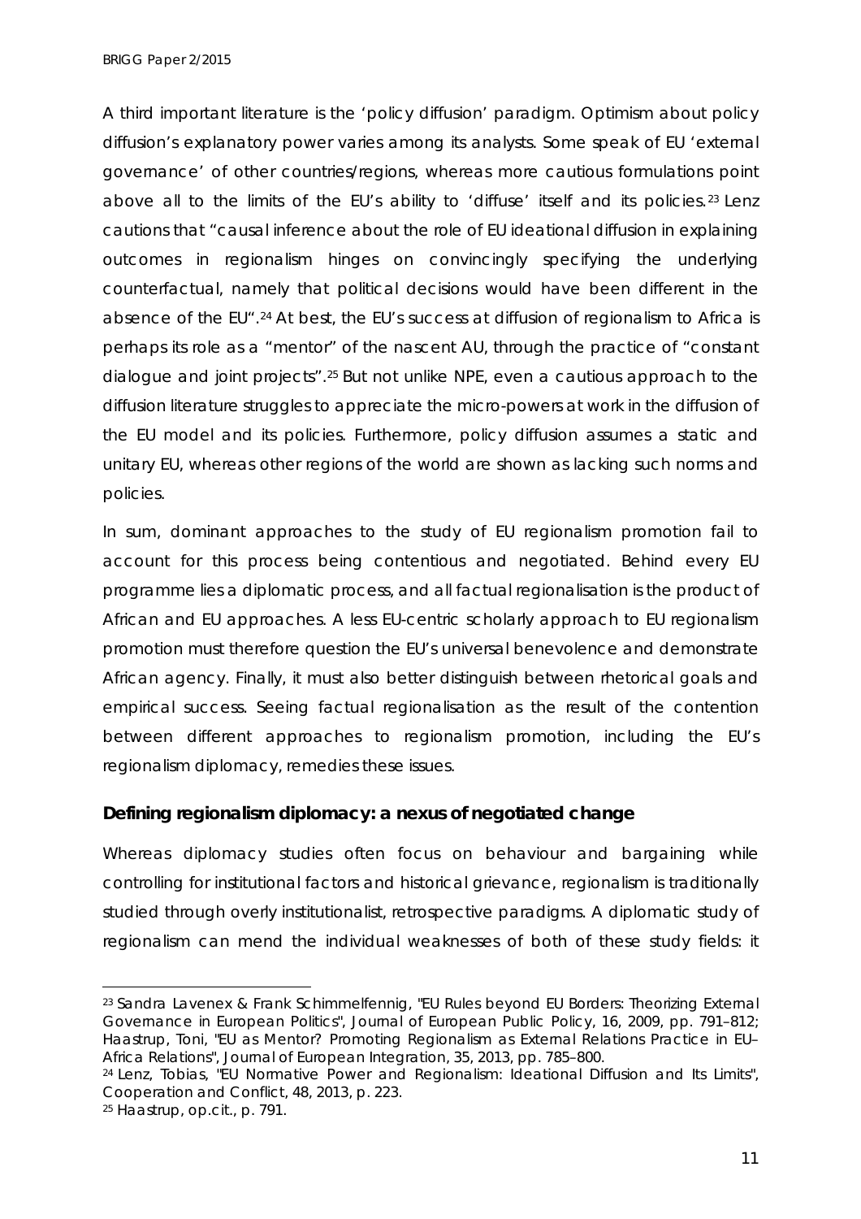A third important literature is the 'policy diffusion' paradigm. Optimism about policy diffusion's explanatory power varies among its analysts. Some speak of EU 'external governance' of other countries/regions, whereas more cautious formulations point above all to the limits of the EU's ability to 'diffuse' itself and its policies.[23] Lenz cautions that "causal inference about the role of EU ideational diffusion in explaining outcomes in regionalism hinges on convincingly specifying the underlying counterfactual, namely that political decisions would have been different in the absence of the EU".[24] At best, the EU's success at diffusion of regionalism to Africa is perhaps its role as a "mentor" of the nascent AU, through the practice of "constant dialogue and joint projects".[25] But not unlike NPE, even a cautious approach to the diffusion literature struggles to appreciate the micro-powers at work in the diffusion of the EU model and its policies. Furthermore, policy diffusion assumes a static and unitary EU, whereas other regions of the world are shown as lacking such norms and policies.

In sum, dominant approaches to the study of EU regionalism promotion fail to account for this process being contentious and negotiated. Behind every EU programme lies a diplomatic process, and all factual regionalisation is the product of African and EU approaches. A less EU-centric scholarly approach to EU regionalism promotion must therefore question the EU's universal benevolence and demonstrate African agency. Finally, it must also better distinguish between rhetorical goals and empirical success. Seeing factual regionalisation as the result of the contention between different approaches to regionalism promotion, including the EU's regionalism diplomacy, remedies these issues.

## Defining regionalism diplomacy: a nexus of negotiated change

Whereas diplomacy studies often focus on behaviour and bargaining while controlling for institutional factors and historical grievance, regionalism is traditionally studied through overly institutionalist, retrospective paradigms. A diplomatic study of regionalism can mend the individual weaknesses of both of these study fields: it

---

[23] Sandra Lavenex & Frank Schimmelfennig, "EU Rules beyond EU Borders: Theorizing External Governance in European Politics", *Journal of European Public Policy*, 16, 2009, pp. 791–812; Haastrup, Toni, "EU as Mentor? Promoting Regionalism as External Relations Practice in EU–Africa Relations", *Journal of European Integration*, 35, 2013, pp. 785–800.

[24] Lenz, Tobias, "EU Normative Power and Regionalism: Ideational Diffusion and Its Limits", *Cooperation and Conflict*, 48, 2013, p. 223.

[25] Haastrup, *op.cit.*, p. 791.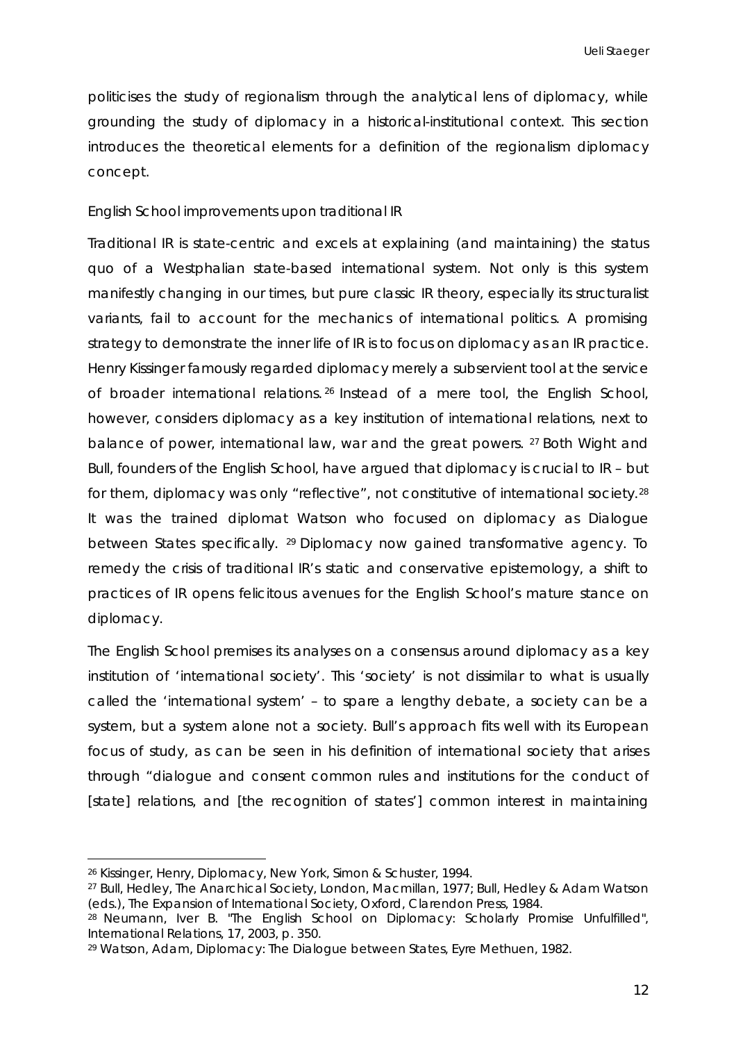politicises the study of regionalism through the analytical lens of diplomacy, while grounding the study of diplomacy in a historical-institutional context. This section introduces the theoretical elements for a definition of the regionalism diplomacy concept.

*English School improvements upon traditional IR*

Traditional IR is state-centric and excels at explaining (and maintaining) the status quo of a Westphalian state-based international system. Not only is this system manifestly changing in our times, but pure classic IR theory, especially its structuralist variants, fail to account for the mechanics of international politics. A promising strategy to demonstrate the inner life of IR is to focus on diplomacy as an IR practice. Henry Kissinger famously regarded diplomacy merely a subservient tool at the service of broader international relations.[26] Instead of a mere tool, the English School, however, considers diplomacy as a key institution of international relations, next to balance of power, international law, war and the great powers. [27] Both Wight and Bull, founders of the English School, have argued that diplomacy is crucial to IR – but for them, diplomacy was only "reflective", not constitutive of international society.[28] It was the trained diplomat Watson who focused on diplomacy as Dialogue between States specifically. [29] Diplomacy now gained transformative agency. To remedy the crisis of traditional IR's static and conservative epistemology, a shift to practices of IR opens felicitous avenues for the English School's mature stance on diplomacy.

The English School premises its analyses on a consensus around diplomacy as a key institution of 'international society'. This 'society' is not dissimilar to what is usually called the 'international system' – to spare a lengthy debate, a society can be a system, but a system alone not a society. Bull's approach fits well with its European focus of study, as can be seen in his definition of international society that arises through "dialogue and consent common rules and institutions for the conduct of [state] relations, and [the recognition of states'] common interest in maintaining

---

[26] Kissinger, Henry, *Diplomacy*, New York, Simon & Schuster, 1994.

[27] Bull, Hedley, *The Anarchical Society*, London, Macmillan, 1977; Bull, Hedley & Adam Watson (eds.), *The Expansion of International Society*, Oxford, Clarendon Press, 1984.

[28] Neumann, Iver B. "The English School on Diplomacy: Scholarly Promise Unfulfilled", *International Relations*, 17, 2003, p. 350.

[29] Watson, Adam, *Diplomacy: The Dialogue between States*, Eyre Methuen, 1982.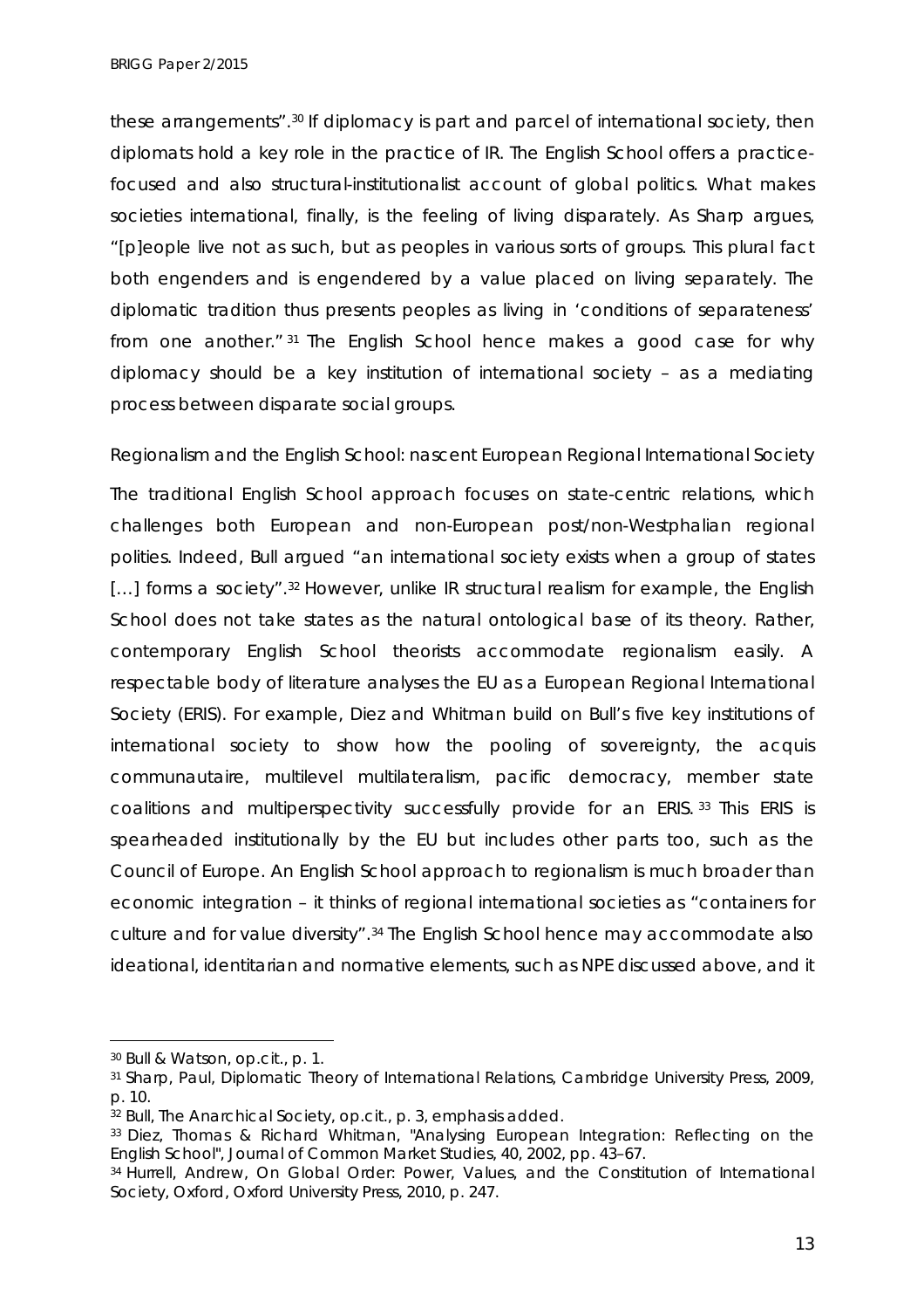these arrangements".[30] If diplomacy is part and parcel of international society, then diplomats hold a key role in the practice of IR. The English School offers a practice-focused and also structural-institutionalist account of global politics. What makes societies international, finally, is the feeling of living disparately. As Sharp argues, "[p]eople live not as such, but as peoples in various sorts of groups. This plural fact both engenders and is engendered by a value placed on living separately. The diplomatic tradition thus presents peoples as living in 'conditions of separateness' from one another."[31] The English School hence makes a good case for why diplomacy should be a key institution of international society – as a mediating process between disparate social groups.

## Regionalism and the English School: nascent European Regional International Society

The traditional English School approach focuses on state-centric relations, which challenges both European and non-European post/non-Westphalian regional polities. Indeed, Bull argued "an international society exists when a group of *states* [...] forms a society".[32] However, unlike IR structural realism for example, the English School does not take states as the natural ontological base of its theory. Rather, contemporary English School theorists accommodate regionalism easily. A respectable body of literature analyses the EU as a European Regional International Society (ERIS). For example, Diez and Whitman build on Bull's five key institutions of international society to show how the pooling of sovereignty, the acquis communautaire, multilevel multilateralism, pacific democracy, member state coalitions and multiperspectivity successfully provide for an ERIS.[33] This ERIS is spearheaded institutionally by the EU but includes other parts too, such as the Council of Europe. An English School approach to regionalism is much broader than economic integration – it thinks of regional international societies as "containers for culture and for value diversity".[34] The English School hence may accommodate also ideational, identitarian and normative elements, such as NPE discussed above, and it

---

[30] Bull & Watson, op.cit., p. 1.

[31] Sharp, Paul, *Diplomatic Theory of International Relations*, Cambridge University Press, 2009, p. 10.

[32] Bull, *The Anarchical Society*, op.cit., p. 3, emphasis added.

[33] Diez, Thomas & Richard Whitman, "Analysing European Integration: Reflecting on the English School", *Journal of Common Market Studies*, 40, 2002, pp. 43–67.

[34] Hurrell, Andrew, *On Global Order: Power, Values, and the Constitution of International Society*, Oxford, Oxford University Press, 2010, p. 247.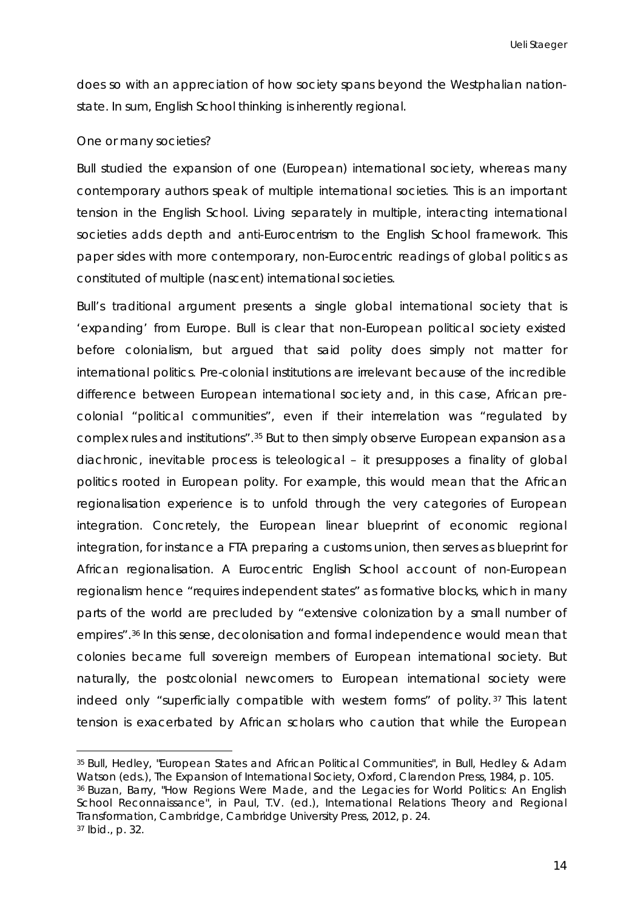does so with an appreciation of how society spans beyond the Westphalian nation-state. In sum, English School thinking is inherently regional.

*One or many societies?*

Bull studied the expansion of one (European) international society, whereas many contemporary authors speak of multiple international societies. This is an important tension in the English School. Living separately in multiple, interacting international societies adds depth and anti-Eurocentrism to the English School framework. This paper sides with more contemporary, non-Eurocentric readings of global politics as constituted of multiple (nascent) international societies.

Bull's traditional argument presents a single global international society that is 'expanding' from Europe. Bull is clear that non-European political society existed before colonialism, but argued that said polity does simply not matter for international politics. Pre-colonial institutions are irrelevant because of the incredible difference between European international society and, in this case, African pre-colonial "political communities", even if their interrelation was "regulated by complex rules and institutions".[35] But to then simply observe European expansion as a diachronic, inevitable process is teleological – it presupposes a finality of global politics rooted in European polity. For example, this would mean that the African regionalisation experience is to unfold through the very categories of European integration. Concretely, the European linear blueprint of economic regional integration, for instance a FTA preparing a customs union, then serves as blueprint for African regionalisation. A Eurocentric English School account of non-European regionalism hence "requires independent states" as formative blocks, which in many parts of the world are precluded by "extensive colonization by a small number of empires".[36] In this sense, decolonisation and formal independence would mean that colonies became full sovereign members of European international society. But naturally, the postcolonial newcomers to European international society were indeed only "superficially compatible with western forms" of polity.[37] This latent tension is exacerbated by African scholars who caution that while the European

---

[35] Bull, Hedley, "European States and African Political Communities", in Bull, Hedley & Adam Watson (eds.), *The Expansion of International Society*, Oxford, Clarendon Press, 1984, p. 105.

[36] Buzan, Barry, "How Regions Were Made, and the Legacies for World Politics: An English School Reconnaissance", in Paul, T.V. (ed.), *International Relations Theory and Regional Transformation*, Cambridge, Cambridge University Press, 2012, p. 24.

[37] Ibid., p. 32.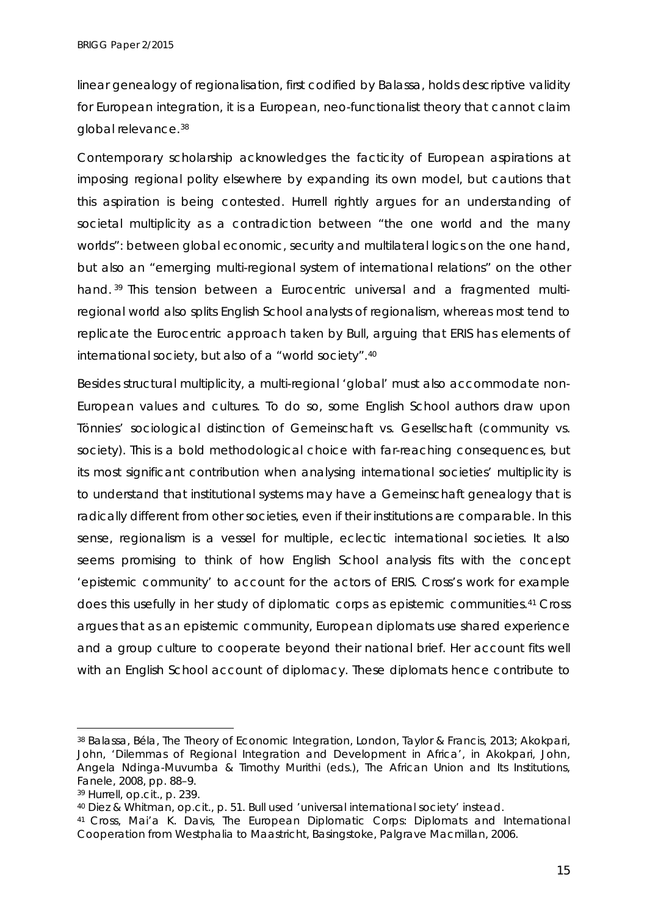linear genealogy of regionalisation, first codified by Balassa, holds descriptive validity for European integration, it is a European, neo-functionalist theory that cannot claim global relevance.[38]

Contemporary scholarship acknowledges the facticity of European aspirations at imposing regional polity elsewhere by expanding its own model, but cautions that this aspiration is being contested. Hurrell rightly argues for an understanding of societal multiplicity as a contradiction between "the one world and the many worlds": between global economic, security and multilateral logics on the one hand, but also an "emerging multi-regional system of international relations" on the other hand.[39] This tension between a Eurocentric universal and a fragmented multi-regional world also splits English School analysts of regionalism, whereas most tend to replicate the Eurocentric approach taken by Bull, arguing that ERIS has elements of international society, but also of a "world society".[40]

Besides structural multiplicity, a multi-regional 'global' must also accommodate non-European values and cultures. To do so, some English School authors draw upon Tönnies' sociological distinction of Gemeinschaft vs. Gesellschaft (community vs. society). This is a bold methodological choice with far-reaching consequences, but its most significant contribution when analysing international societies' multiplicity is to understand that institutional systems may have a Gemeinschaft genealogy that is radically different from other societies, even if their institutions are comparable. In this sense, regionalism is a vessel for multiple, eclectic international societies. It also seems promising to think of how English School analysis fits with the concept 'epistemic community' to account for the actors of ERIS. Cross's work for example does this usefully in her study of diplomatic corps as epistemic communities.[41] Cross argues that as an epistemic community, European diplomats use shared experience and a group culture to cooperate beyond their national brief. Her account fits well with an English School account of diplomacy. These diplomats hence contribute to

---

[38] Balassa, Béla, *The Theory of Economic Integration*, London, Taylor & Francis, 2013; Akokpari, John, 'Dilemmas of Regional Integration and Development in Africa', in Akokpari, John, Angela Ndinga-Muvumba & Timothy Murithi (eds.), *The African Union and Its Institutions*, Fanele, 2008, pp. 88–9.

[39] Hurrell, *op.cit.*, p. 239.

[40] Diez & Whitman, *op.cit.*, p. 51. Bull used 'universal international society' instead.

[41] Cross, Mai'a K. Davis, *The European Diplomatic Corps: Diplomats and International Cooperation from Westphalia to Maastricht*, Basingstoke, Palgrave Macmillan, 2006.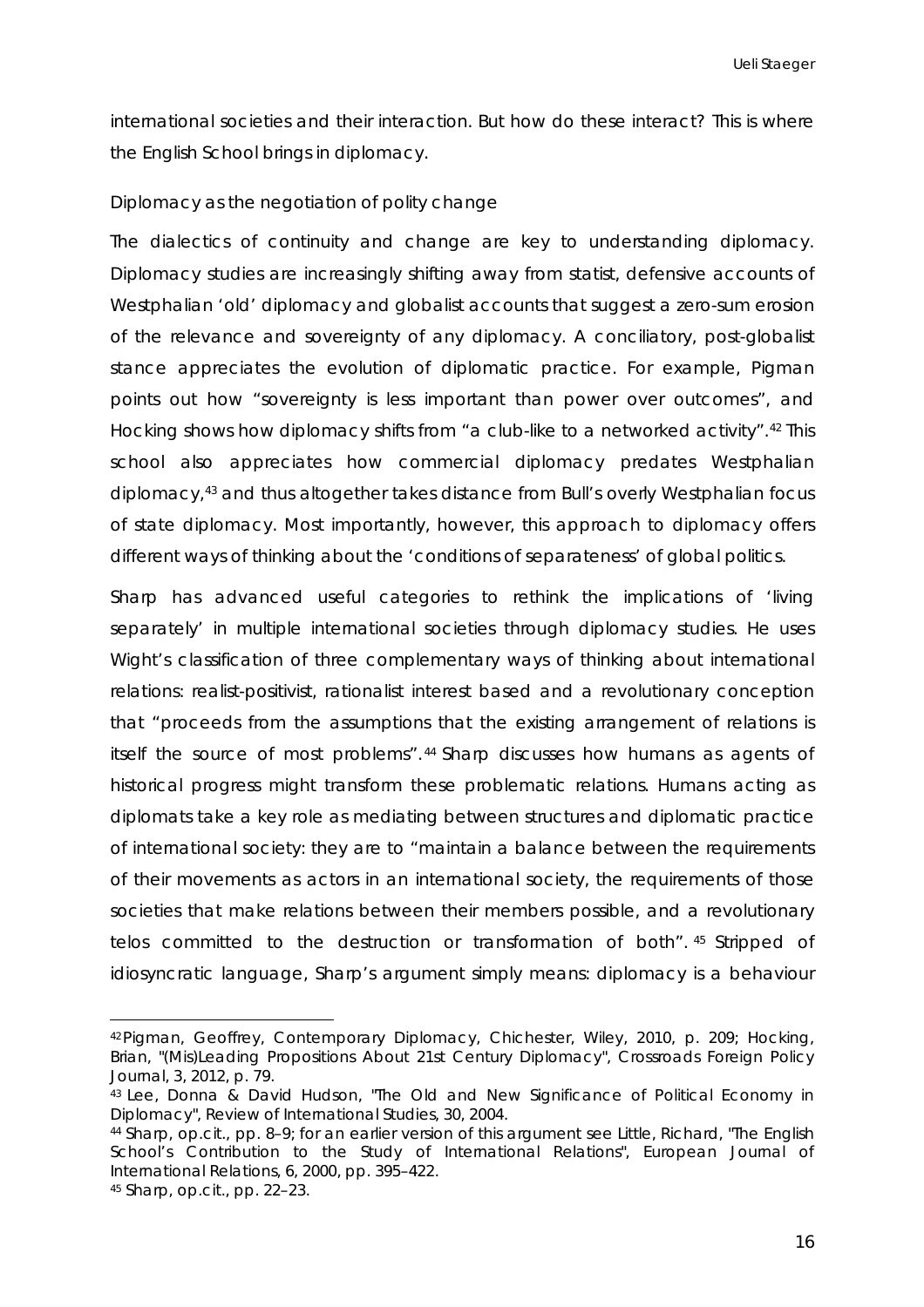international societies and their interaction. But how do these interact? This is where the English School brings in diplomacy.

*Diplomacy as the negotiation of polity change*

The dialectics of continuity and change are key to understanding diplomacy. Diplomacy studies are increasingly shifting away from statist, defensive accounts of Westphalian 'old' diplomacy and globalist accounts that suggest a zero-sum erosion of the relevance and sovereignty of any diplomacy. A conciliatory, post-globalist stance appreciates the evolution of diplomatic practice. For example, Pigman points out how "sovereignty is less important than power over outcomes", and Hocking shows how diplomacy shifts from "a club-like to a networked activity".[42] This school also appreciates how commercial diplomacy predates Westphalian diplomacy,[43] and thus altogether takes distance from Bull's overly Westphalian focus of state diplomacy. Most importantly, however, this approach to diplomacy offers different ways of thinking about the 'conditions of separateness' of global politics.

Sharp has advanced useful categories to rethink the implications of 'living separately' in multiple international societies through diplomacy studies. He uses Wight's classification of three complementary ways of thinking about international relations: realist-positivist, rationalist interest based and a revolutionary conception that "proceeds from the assumptions that the existing arrangement of relations is itself the source of most problems".[44] Sharp discusses how humans as agents of historical progress might transform these problematic relations. Humans acting as diplomats take a key role as mediating between structures and diplomatic practice of international society: they are to "maintain a balance between the requirements of their movements as actors in an international society, the requirements of those societies that make relations between their members possible, and a revolutionary telos committed to the destruction or transformation of both".[45] Stripped of idiosyncratic language, Sharp's argument simply means: diplomacy is a behaviour

---

[42] Pigman, Geoffrey, *Contemporary Diplomacy*, Chichester, Wiley, 2010, p. 209; Hocking, Brian, "(Mis)Leading Propositions About 21st Century Diplomacy", *Crossroads Foreign Policy Journal*, 3, 2012, p. 79.

[43] Lee, Donna & David Hudson, "The Old and New Significance of Political Economy in Diplomacy", *Review of International Studies*, 30, 2004.

[44] Sharp, op.cit., pp. 8–9; for an earlier version of this argument see Little, Richard, "The English School's Contribution to the Study of International Relations", *European Journal of International Relations*, 6, 2000, pp. 395–422.

[45] Sharp, op.cit., pp. 22–23.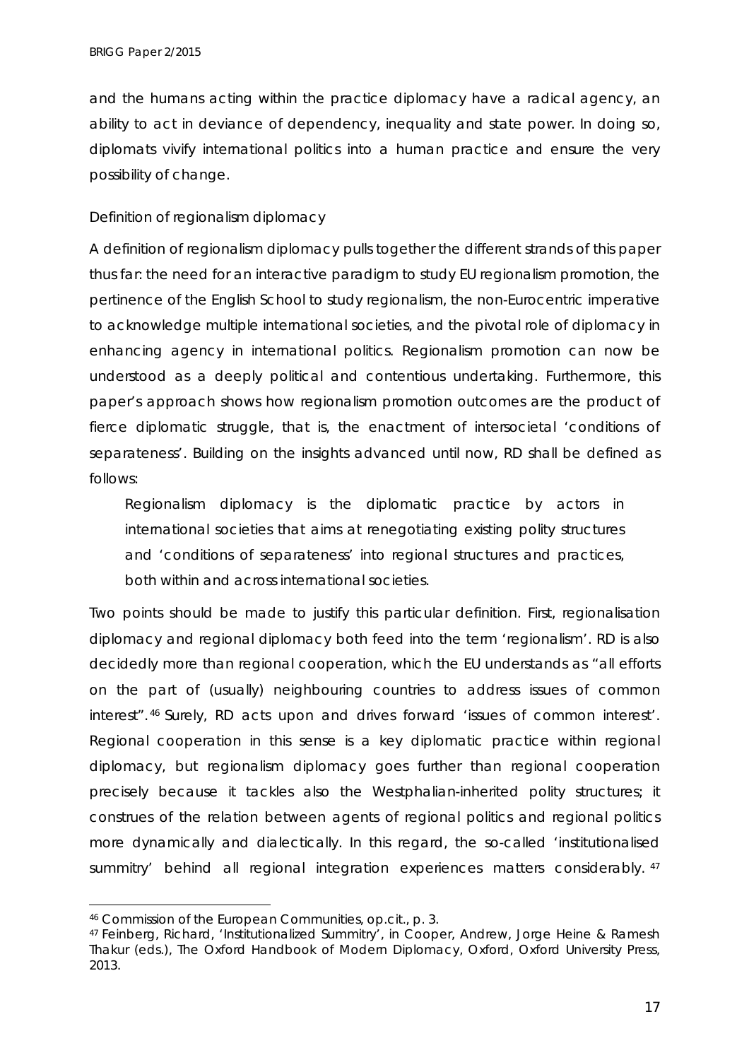and the humans acting within the practice diplomacy have a radical agency, an ability to act in deviance of dependency, inequality and state power. In doing so, diplomats vivify international politics into a human practice and ensure the very possibility of change.

### Definition of regionalism diplomacy

A definition of regionalism diplomacy pulls together the different strands of this paper thus far: the need for an interactive paradigm to study EU regionalism promotion, the pertinence of the English School to study regionalism, the non-Eurocentric imperative to acknowledge multiple international societies, and the pivotal role of diplomacy in enhancing agency in international politics. Regionalism promotion can now be understood as a deeply political and contentious undertaking. Furthermore, this paper's approach shows how regionalism promotion outcomes are the product of fierce diplomatic struggle, that is, the enactment of intersocietal 'conditions of separateness'. Building on the insights advanced until now, RD shall be defined as follows:

> Regionalism diplomacy is the diplomatic practice by actors in international societies that aims at renegotiating existing polity structures and 'conditions of separateness' into regional structures and practices, both within and across international societies.

Two points should be made to justify this particular definition. First, regionalisation diplomacy and regional diplomacy both feed into the term 'regionalism'. RD is also decidedly more than regional cooperation, which the EU understands as "all efforts on the part of (usually) neighbouring countries to address issues of common interest".[46] Surely, RD acts upon and drives forward 'issues of common interest'. Regional cooperation in this sense is a key diplomatic practice within regional diplomacy, but regionalism diplomacy goes further than regional cooperation precisely because it tackles also the Westphalian-inherited polity structures; it construes of the relation between agents of regional politics and regional politics more dynamically and dialectically. In this regard, the so-called 'institutionalised summitry' behind all regional integration experiences matters considerably.[47]

---

[46] Commission of the European Communities, op.cit., p. 3.

[47] Feinberg, Richard, 'Institutionalized Summitry', in Cooper, Andrew, Jorge Heine & Ramesh Thakur (eds.), *The Oxford Handbook of Modern Diplomacy*, Oxford, Oxford University Press, 2013.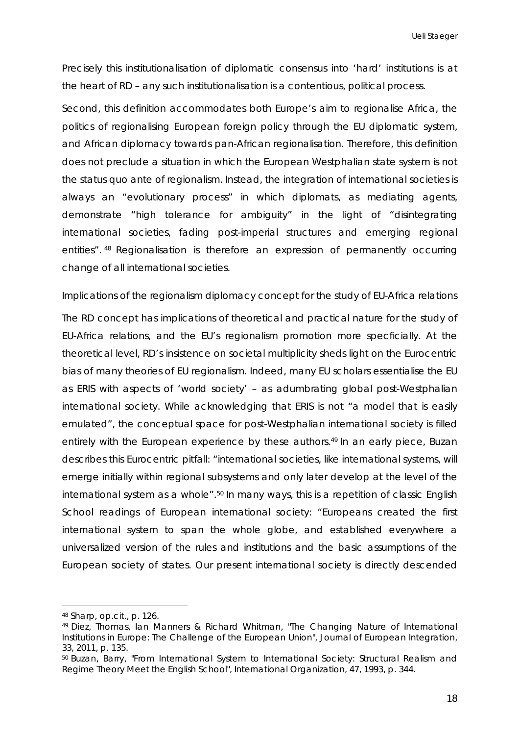Precisely this institutionalisation of diplomatic consensus into 'hard' institutions is at the heart of RD – any such institutionalisation is a contentious, political process.

Second, this definition accommodates both Europe's aim to regionalise Africa, the politics of regionalising European foreign policy through the EU diplomatic system, and African diplomacy towards pan-African regionalisation. Therefore, this definition does not preclude a situation in which the European Westphalian state system is not the status quo ante of regionalism. Instead, the integration of international societies is always an "evolutionary process" in which diplomats, as mediating agents, demonstrate "high tolerance for ambiguity" in the light of "disintegrating international societies, fading post-imperial structures and emerging regional entities".[48] Regionalisation is therefore an expression of permanently occurring change of all international societies.

*Implications of the regionalism diplomacy concept for the study of EU-Africa relations*

The RD concept has implications of theoretical and practical nature for the study of EU-Africa relations, and the EU's regionalism promotion more specficially. At the theoretical level, RD's insistence on societal multiplicity sheds light on the Eurocentric bias of many theories of EU regionalism. Indeed, many EU scholars essentialise the EU as ERIS with aspects of 'world society' – as adumbrating global post-Westphalian international society. While acknowledging that ERIS is not "a model that is easily emulated", the conceptual space for post-Westphalian international society is filled entirely with the European experience by these authors.[49] In an early piece, Buzan describes this Eurocentric pitfall: "international societies, like international systems, will emerge initially within regional subsystems and only later develop at the level of the international system as a whole".[50] In many ways, this is a repetition of classic English School readings of European international society: "Europeans created the first international system to span the whole globe, and established everywhere a universalized version of the rules and institutions and the basic assumptions of the European society of states. Our present international society is directly descended

---

[48] Sharp, op.cit., p. 126.

[49] Diez, Thomas, Ian Manners & Richard Whitman, "The Changing Nature of International Institutions in Europe: The Challenge of the European Union", *Journal of European Integration*, 33, 2011, p. 135.

[50] Buzan, Barry, "From International System to International Society: Structural Realism and Regime Theory Meet the English School", *International Organization*, 47, 1993, p. 344.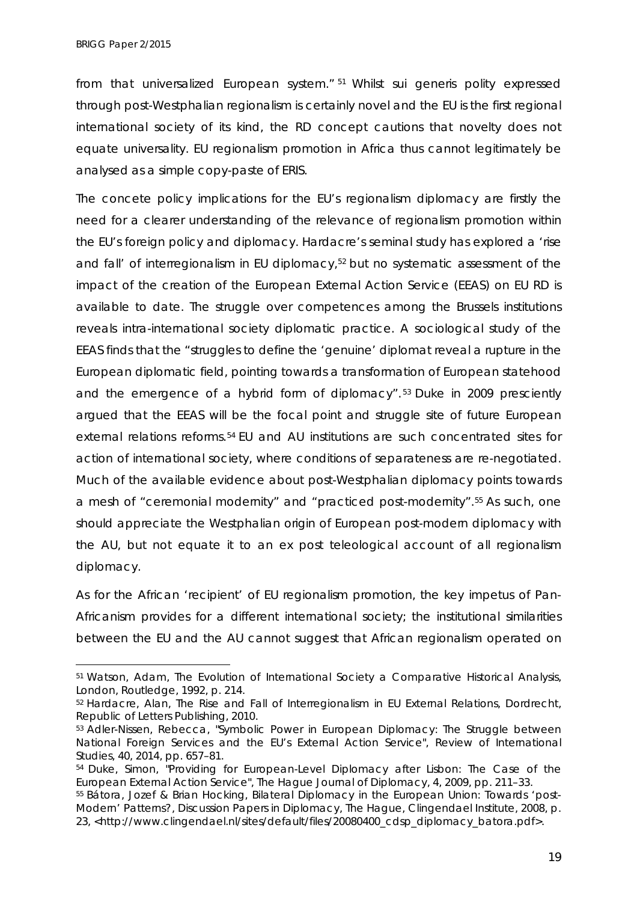from that universalized European system."[51] Whilst sui generis polity expressed through post-Westphalian regionalism is certainly novel and the EU is the first regional international society of its kind, the RD concept cautions that novelty does not equate universality. EU regionalism promotion in Africa thus cannot legitimately be analysed as a simple copy-paste of ERIS.

The concete policy implications for the EU's regionalism diplomacy are firstly the need for a clearer understanding of the relevance of regionalism promotion within the EU's foreign policy and diplomacy. Hardacre's seminal study has explored a 'rise and fall' of interregionalism in EU diplomacy,[52] but no systematic assessment of the impact of the creation of the European External Action Service (EEAS) on EU RD is available to date. The struggle over competences among the Brussels institutions reveals intra-international society diplomatic practice. A sociological study of the EEAS finds that the "struggles to define the 'genuine' diplomat reveal a rupture in the European diplomatic field, pointing towards a transformation of European statehood and the emergence of a hybrid form of diplomacy".[53] Duke in 2009 presciently argued that the EEAS will be the focal point and struggle site of future European external relations reforms.[54] EU and AU institutions are such concentrated sites for action of international society, where conditions of separateness are re-negotiated. Much of the available evidence about post-Westphalian diplomacy points towards a mesh of "ceremonial modernity" and "practiced post-modernity".[55] As such, one should appreciate the Westphalian origin of European post-modern diplomacy with the AU, but not equate it to an ex post teleological account of all regionalism diplomacy.

As for the African 'recipient' of EU regionalism promotion, the key impetus of Pan-Africanism provides for a different international society; the institutional similarities between the EU and the AU cannot suggest that African regionalism operated on

---

[51] Watson, Adam, The Evolution of International Society a Comparative Historical Analysis, London, Routledge, 1992, p. 214.

[52] Hardacre, Alan, The Rise and Fall of Interregionalism in EU External Relations, Dordrecht, Republic of Letters Publishing, 2010.

[53] Adler-Nissen, Rebecca, "Symbolic Power in European Diplomacy: The Struggle between National Foreign Services and the EU's External Action Service", Review of International Studies, 40, 2014, pp. 657–81.

[54] Duke, Simon, "Providing for European-Level Diplomacy after Lisbon: The Case of the European External Action Service", The Hague Journal of Diplomacy, 4, 2009, pp. 211–33.

[55] Bátora, Jozef & Brian Hocking, Bilateral Diplomacy in the European Union: Towards 'post-Modern' Patterns?, Discussion Papers in Diplomacy, The Hague, Clingendael Institute, 2008, p. 23, <http://www.clingendael.nl/sites/default/files/20080400_cdsp_diplomacy_batora.pdf>.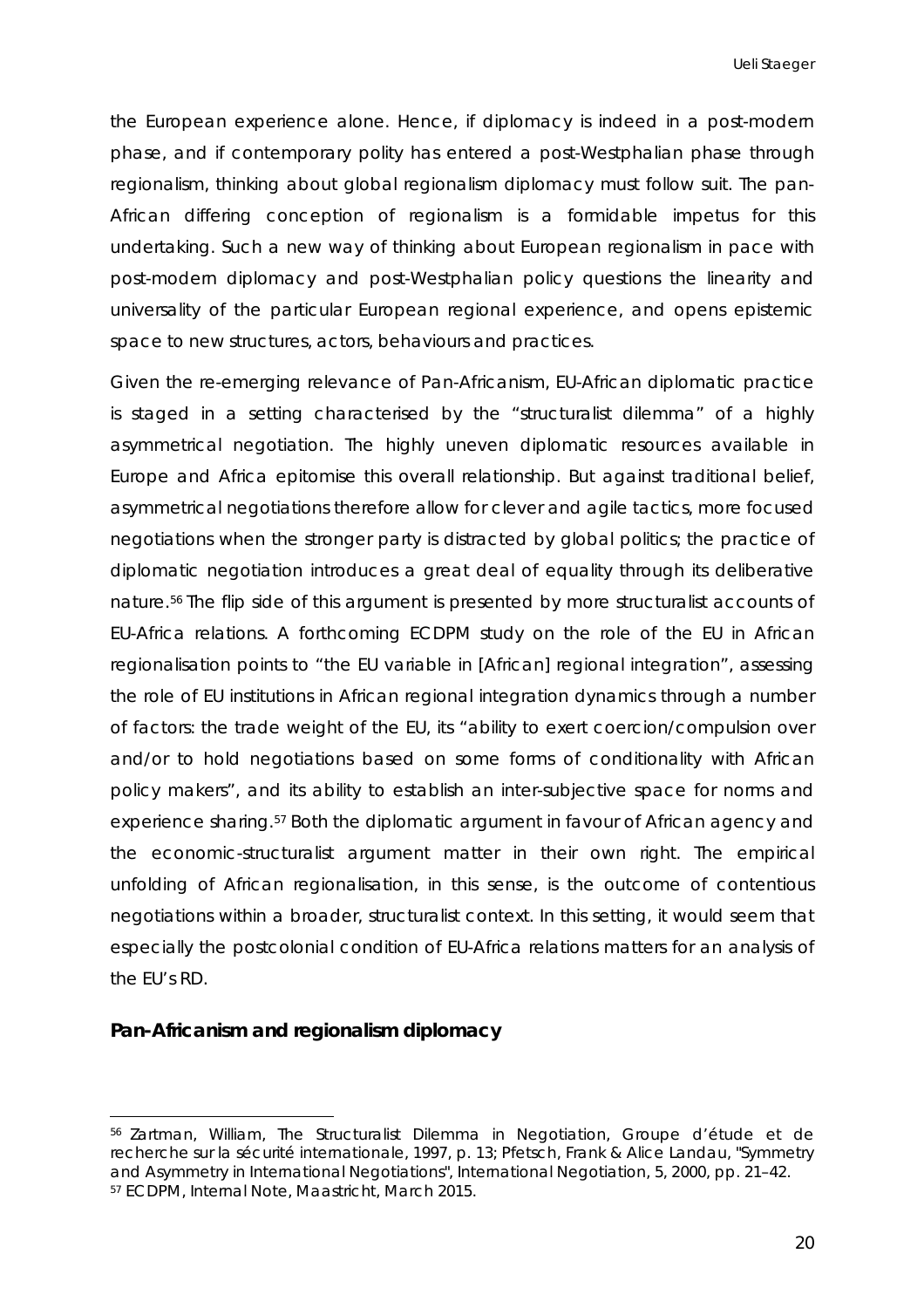the European experience alone. Hence, if diplomacy is indeed in a post-modern phase, and if contemporary polity has entered a post-Westphalian phase through regionalism, thinking about global regionalism diplomacy must follow suit. The pan-African differing conception of regionalism is a formidable impetus for this undertaking. Such a new way of thinking about European regionalism in pace with post-modern diplomacy and post-Westphalian policy questions the linearity and universality of the particular European regional experience, and opens epistemic space to new structures, actors, behaviours and practices.

Given the re-emerging relevance of Pan-Africanism, EU-African diplomatic practice is staged in a setting characterised by the "structuralist dilemma" of a highly asymmetrical negotiation. The highly uneven diplomatic resources available in Europe and Africa epitomise this overall relationship. But against traditional belief, asymmetrical negotiations therefore allow for clever and agile tactics, more focused negotiations when the stronger party is distracted by global politics; the practice of diplomatic negotiation introduces a great deal of equality through its deliberative nature.[56] The flip side of this argument is presented by more structuralist accounts of EU-Africa relations. A forthcoming ECDPM study on the role of the EU in African regionalisation points to "the EU variable in [African] regional integration", assessing the role of EU institutions in African regional integration dynamics through a number of factors: the trade weight of the EU, its "ability to exert coercion/compulsion over and/or to hold negotiations based on some forms of conditionality with African policy makers", and its ability to establish an inter-subjective space for norms and experience sharing.[57] Both the diplomatic argument in favour of African agency and the economic-structuralist argument matter in their own right. The empirical unfolding of African regionalisation, in this sense, is the outcome of contentious negotiations within a broader, structuralist context. In this setting, it would seem that especially the postcolonial condition of EU-Africa relations matters for an analysis of the EU's RD.

### Pan-Africanism and regionalism diplomacy

---

[56] Zartman, William, *The Structuralist Dilemma in Negotiation*, Groupe d'étude et de recherche sur la sécurité internationale, 1997, p. 13; Pfetsch, Frank & Alice Landau, "Symmetry and Asymmetry in International Negotiations", *International Negotiation*, 5, 2000, pp. 21–42.

[57] ECDPM, Internal Note, Maastricht, March 2015.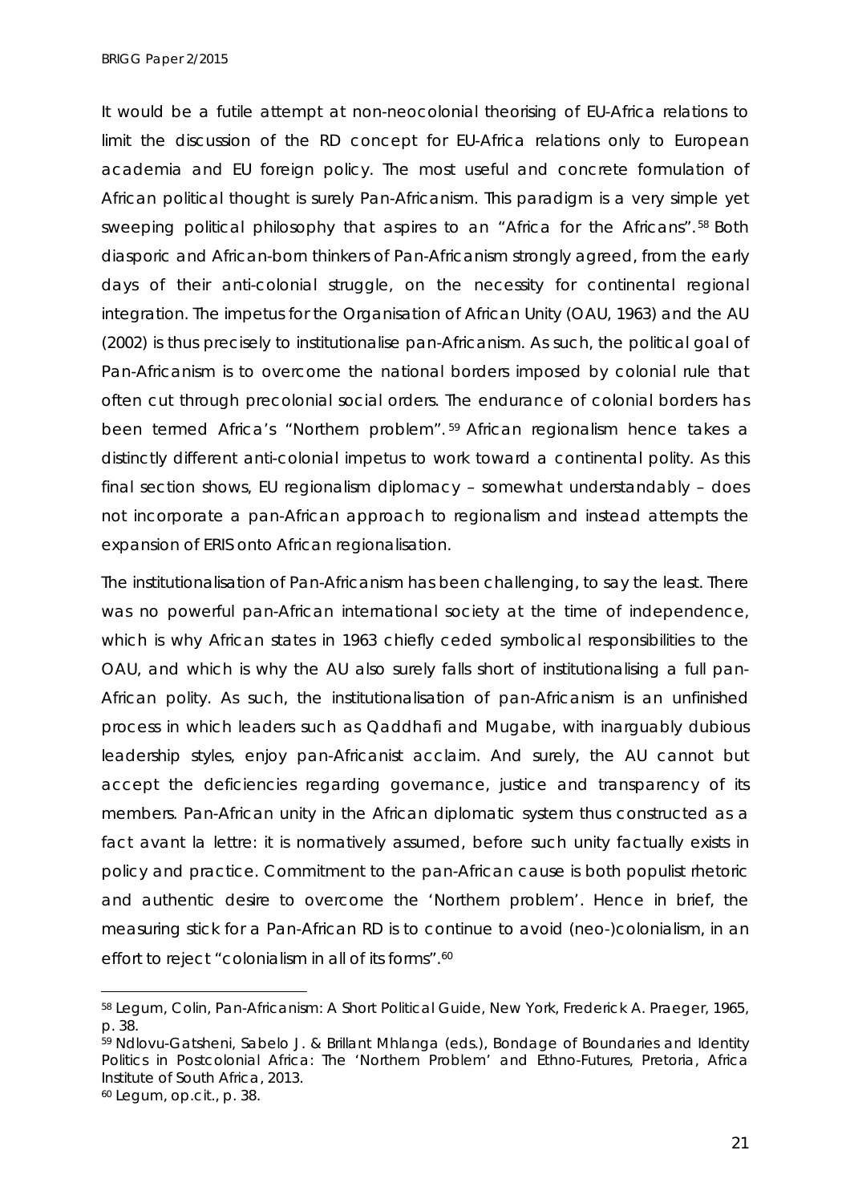It would be a futile attempt at non-neocolonial theorising of EU-Africa relations to limit the discussion of the RD concept for EU-Africa relations only to European academia and EU foreign policy. The most useful and concrete formulation of African political thought is surely Pan-Africanism. This paradigm is a very simple yet sweeping political philosophy that aspires to an "Africa for the Africans".[58] Both diasporic and African-born thinkers of Pan-Africanism strongly agreed, from the early days of their anti-colonial struggle, on the necessity for continental regional integration. The impetus for the Organisation of African Unity (OAU, 1963) and the AU (2002) is thus precisely to institutionalise pan-Africanism. As such, the political goal of Pan-Africanism is to overcome the national borders imposed by colonial rule that often cut through precolonial social orders. The endurance of colonial borders has been termed Africa's "Northern problem".[59] African regionalism hence takes a distinctly different anti-colonial impetus to work toward a continental polity. As this final section shows, EU regionalism diplomacy – somewhat understandably – does not incorporate a pan-African approach to regionalism and instead attempts the expansion of ERIS onto African regionalisation.

The institutionalisation of Pan-Africanism has been challenging, to say the least. There was no powerful pan-African international society at the time of independence, which is why African states in 1963 chiefly ceded symbolical responsibilities to the OAU, and which is why the AU also surely falls short of institutionalising a full pan-African polity. As such, the institutionalisation of pan-Africanism is an unfinished process in which leaders such as Qaddhafi and Mugabe, with inarguably dubious leadership styles, enjoy pan-Africanist acclaim. And surely, the AU cannot but accept the deficiencies regarding governance, justice and transparency of its members. Pan-African unity in the African diplomatic system thus constructed as a fact *avant la lettre*: it is normatively assumed, before such unity factually exists in policy and practice. Commitment to the pan-African cause is both populist rhetoric and authentic desire to overcome the 'Northern problem'. Hence in brief, the measuring stick for a Pan-African RD is to continue to avoid (neo-)colonialism, in an effort to reject "colonialism in all of its forms".[60]

---

[58] Legum, Colin, *Pan-Africanism: A Short Political Guide*, New York, Frederick A. Praeger, 1965, p. 38.

[59] Ndlovu-Gatsheni, Sabelo J. & Brillant Mhlanga (eds.), *Bondage of Boundaries and Identity Politics in Postcolonial Africa: The 'Northern Problem' and Ethno-Futures*, Pretoria, Africa Institute of South Africa, 2013.

[60] Legum, *op.cit.*, p. 38.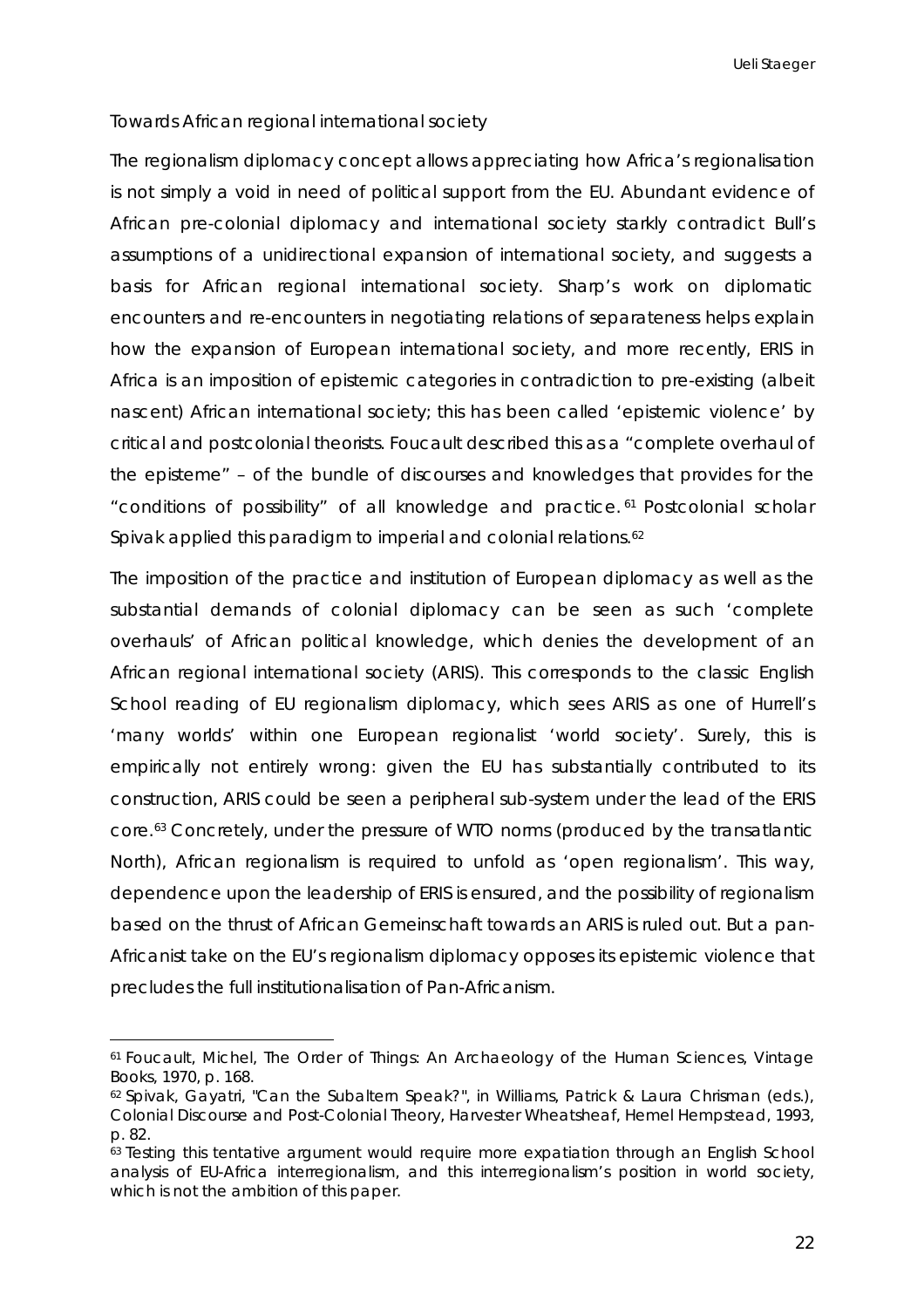Towards African regional international society

The regionalism diplomacy concept allows appreciating how Africa's regionalisation is not simply a void in need of political support from the EU. Abundant evidence of African pre-colonial diplomacy and international society starkly contradict Bull's assumptions of a unidirectional expansion of international society, and suggests a basis for African regional international society. Sharp's work on diplomatic encounters and re-encounters in negotiating relations of separateness helps explain how the expansion of European international society, and more recently, ERIS in Africa is an imposition of epistemic categories in contradiction to pre-existing (albeit nascent) African international society; this has been called 'epistemic violence' by critical and postcolonial theorists. Foucault described this as a "complete overhaul of the episteme" – of the bundle of discourses and knowledges that provides for the "conditions of possibility" of all knowledge and practice.[61] Postcolonial scholar Spivak applied this paradigm to imperial and colonial relations.[62]

The imposition of the practice and institution of European diplomacy as well as the substantial demands of colonial diplomacy can be seen as such 'complete overhauls' of African political knowledge, which denies the development of an African regional international society (ARIS). This corresponds to the classic English School reading of EU regionalism diplomacy, which sees ARIS as one of Hurrell's 'many worlds' within one European regionalist 'world society'. Surely, this is empirically not entirely wrong: given the EU has substantially contributed to its construction, ARIS could be seen a peripheral sub-system under the lead of the ERIS core.[63] Concretely, under the pressure of WTO norms (produced by the transatlantic North), African regionalism is required to unfold as 'open regionalism'. This way, dependence upon the leadership of ERIS is ensured, and the possibility of regionalism based on the thrust of African Gemeinschaft towards an ARIS is ruled out. But a pan-Africanist take on the EU's regionalism diplomacy opposes its epistemic violence that precludes the full institutionalisation of Pan-Africanism.

---

[61] Foucault, Michel, The Order of Things: An Archaeology of the Human Sciences, Vintage Books, 1970, p. 168.

[62] Spivak, Gayatri, "Can the Subaltern Speak?", in Williams, Patrick & Laura Chrisman (eds.), Colonial Discourse and Post-Colonial Theory, Harvester Wheatsheaf, Hemel Hempstead, 1993, p. 82.

[63] Testing this tentative argument would require more expatiation through an English School analysis of EU-Africa interregionalism, and this interregionalism's position in world society, which is not the ambition of this paper.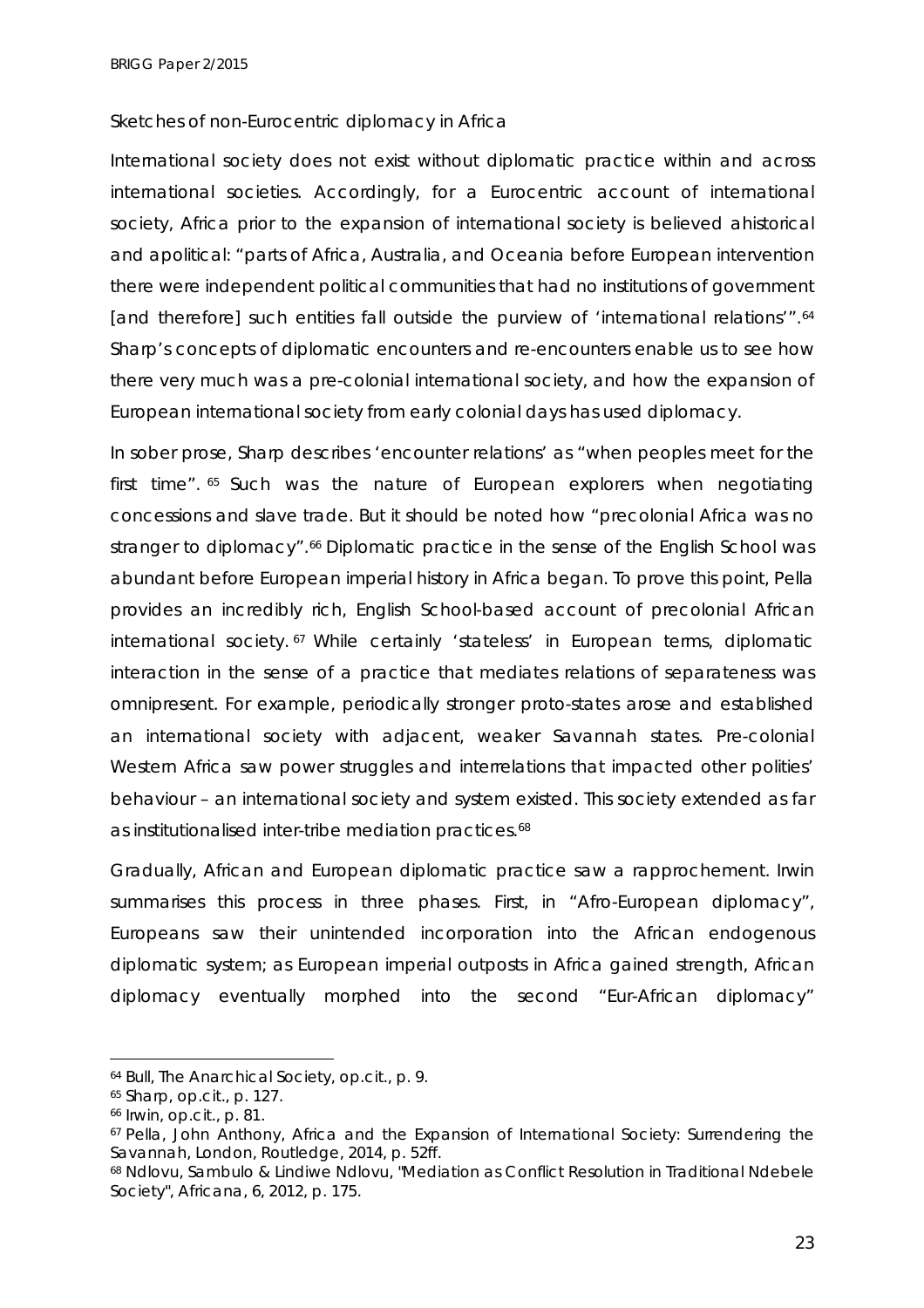Sketches of non-Eurocentric diplomacy in Africa

International society does not exist without diplomatic practice within and across international societies. Accordingly, for a Eurocentric account of international society, Africa prior to the expansion of international society is believed ahistorical and apolitical: "parts of Africa, Australia, and Oceania before European intervention there were independent political communities that had no institutions of government [and therefore] such entities fall outside the purview of 'international relations'".[64] Sharp's concepts of diplomatic encounters and re-encounters enable us to see how there very much was a pre-colonial international society, and how the expansion of European international society from early colonial days has used diplomacy.

In sober prose, Sharp describes 'encounter relations' as "when peoples meet for the first time".[65] Such was the nature of European explorers when negotiating concessions and slave trade. But it should be noted how "precolonial Africa was no stranger to diplomacy".[66] Diplomatic practice in the sense of the English School was abundant before European imperial history in Africa began. To prove this point, Pella provides an incredibly rich, English School-based account of precolonial African international society.[67] While certainly 'stateless' in European terms, diplomatic interaction in the sense of a practice that mediates relations of separateness was omnipresent. For example, periodically stronger proto-states arose and established an international society with adjacent, weaker Savannah states. Pre-colonial Western Africa saw power struggles and interrelations that impacted other polities' behaviour – an international society and system existed. This society extended as far as institutionalised inter-tribe mediation practices.[68]

Gradually, African and European diplomatic practice saw a rapprochement. Irwin summarises this process in three phases. First, in "Afro-European diplomacy", Europeans saw their unintended incorporation into the African endogenous diplomatic system; as European imperial outposts in Africa gained strength, African diplomacy eventually morphed into the second "Eur-African diplomacy"

---

[64] Bull, *The Anarchical Society*, op.cit., p. 9.

[65] Sharp, op.cit., p. 127.

[66] Irwin, op.cit., p. 81.

[67] Pella, John Anthony, *Africa and the Expansion of International Society: Surrendering the Savannah*, London, Routledge, 2014, p. 52ff.

[68] Ndlovu, Sambulo & Lindiwe Ndlovu, "Mediation as Conflict Resolution in Traditional Ndebele Society", *Africana*, 6, 2012, p. 175.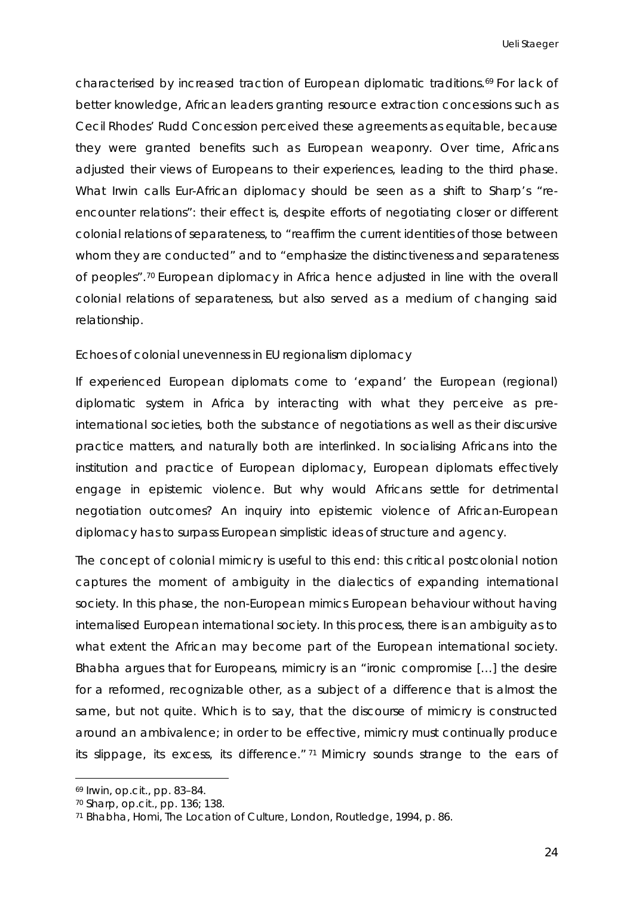characterised by increased traction of European diplomatic traditions.[69] For lack of better knowledge, African leaders granting resource extraction concessions such as Cecil Rhodes' Rudd Concession perceived these agreements as equitable, because they were granted benefits such as European weaponry. Over time, Africans adjusted their views of Europeans to their experiences, leading to the third phase. What Irwin calls Eur-African diplomacy should be seen as a shift to Sharp's "re-encounter relations": their effect is, despite efforts of negotiating closer or different colonial relations of separateness, to "reaffirm the current identities of those between whom they are conducted" and to "emphasize the distinctiveness and separateness of peoples".[70] European diplomacy in Africa hence adjusted in line with the overall colonial relations of separateness, but also served as a medium of changing said relationship.

*Echoes of colonial unevenness in EU regionalism diplomacy*

If experienced European diplomats come to 'expand' the European (regional) diplomatic system in Africa by interacting with what they perceive as pre-international societies, both the substance of negotiations as well as their discursive practice matters, and naturally both are interlinked. In socialising Africans into the institution and practice of European diplomacy, European diplomats effectively engage in epistemic violence. But why would Africans settle for detrimental negotiation outcomes? An inquiry into epistemic violence of African-European diplomacy has to surpass European simplistic ideas of structure and agency.

The concept of colonial mimicry is useful to this end: this critical postcolonial notion captures the moment of ambiguity in the dialectics of expanding international society. In this phase, the non-European mimics European behaviour without having internalised European international society. In this process, there is an ambiguity as to what extent the African may become part of the European international society. Bhabha argues that for Europeans, mimicry is an "ironic compromise […] the desire for a reformed, recognizable other, as a subject of a difference that is almost the same, but not quite. Which is to say, that the discourse of mimicry is constructed around an ambivalence; in order to be effective, mimicry must continually produce its slippage, its excess, its difference."[71] Mimicry sounds strange to the ears of

---

[69] Irwin, op.cit., pp. 83–84.

[70] Sharp, op.cit., pp. 136; 138.

[71] Bhabha, Homi, *The Location of Culture*, London, Routledge, 1994, p. 86.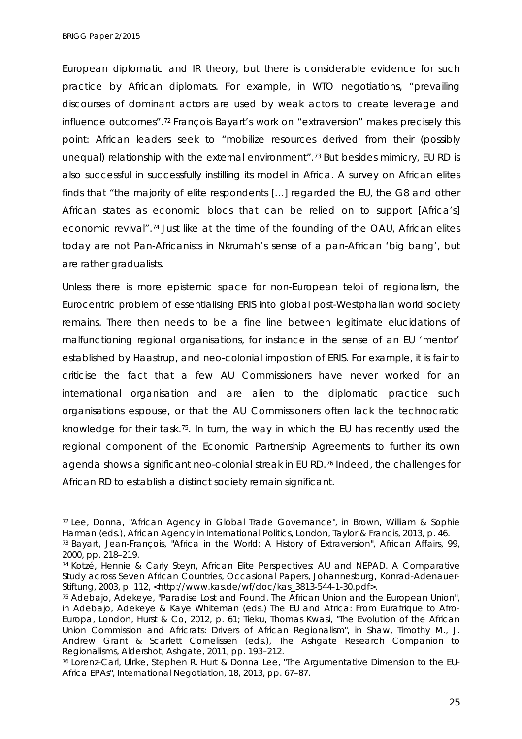European diplomatic and IR theory, but there is considerable evidence for such practice by African diplomats. For example, in WTO negotiations, "prevailing discourses of dominant actors are used by weak actors to create leverage and influence outcomes".[72] François Bayart's work on "extraversion" makes precisely this point: African leaders seek to "mobilize resources derived from their (possibly unequal) relationship with the external environment".[73] But besides mimicry, EU RD is also successful in successfully instilling its model in Africa. A survey on African elites finds that "the majority of elite respondents […] regarded the EU, the G8 and other African states as economic blocs that can be relied on to support [Africa's] economic revival".[74] Just like at the time of the founding of the OAU, African elites today are not Pan-Africanists in Nkrumah's sense of a pan-African 'big bang', but are rather gradualists.

Unless there is more epistemic space for non-European teloi of regionalism, the Eurocentric problem of essentialising ERIS into global post-Westphalian world society remains. There then needs to be a fine line between legitimate elucidations of malfunctioning regional organisations, for instance in the sense of an EU 'mentor' established by Haastrup, and neo-colonial imposition of ERIS. For example, it is fair to criticise the fact that a few AU Commissioners have never worked for an international organisation and are alien to the diplomatic practice such organisations espouse, or that the AU Commissioners often lack the technocratic knowledge for their task.[75]. In turn, the way in which the EU has recently used the regional component of the Economic Partnership Agreements to further its own agenda shows a significant neo-colonial streak in EU RD.[76] Indeed, the challenges for African RD to establish a distinct society remain significant.

---

[72] Lee, Donna, "African Agency in Global Trade Governance", in Brown, William & Sophie Harman (eds.), *African Agency in International Politics*, London, Taylor & Francis, 2013, p. 46.

[73] Bayart, Jean-François, "Africa in the World: A History of Extraversion", *African Affairs*, 99, 2000, pp. 218–219.

[74] Kotzé, Hennie & Carly Steyn, *African Elite Perspectives: AU and NEPAD. A Comparative Study across Seven African Countries*, Occasional Papers, Johannesburg, Konrad-Adenauer-Stiftung, 2003, p. 112, <http://www.kas.de/wf/doc/kas_3813-544-1-30.pdf>.

[75] Adebajo, Adekeye, "Paradise Lost and Found. The African Union and the European Union", in Adebajo, Adekeye & Kaye Whiteman (eds.) *The EU and Africa: From Eurafrique to Afro-Europa*, London, Hurst & Co, 2012, p. 61; Tieku, Thomas Kwasi, "The Evolution of the African Union Commission and Africrats: Drivers of African Regionalism", in Shaw, Timothy M., J. Andrew Grant & Scarlett Cornelissen (eds.), *The Ashgate Research Companion to Regionalisms*, Aldershot, Ashgate, 2011, pp. 193–212.

[76] Lorenz-Carl, Ulrike, Stephen R. Hurt & Donna Lee, "The Argumentative Dimension to the EU-Africa EPAs", *International Negotiation*, 18, 2013, pp. 67–87.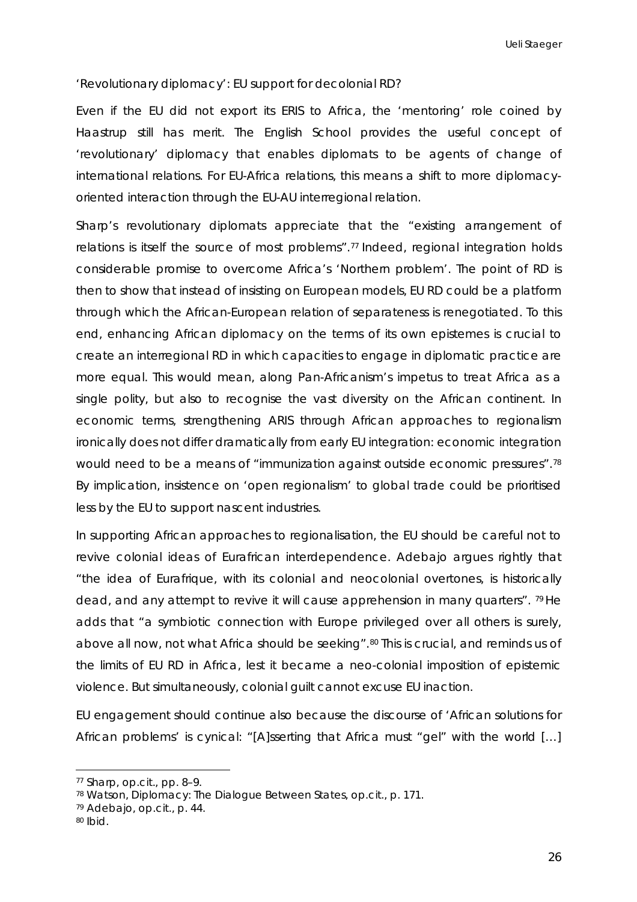‘Revolutionary diplomacy’: EU support for decolonial RD?

Even if the EU did not export its ERIS to Africa, the ‘mentoring’ role coined by Haastrup still has merit. The English School provides the useful concept of ‘revolutionary’ diplomacy that enables diplomats to be agents of change of international relations. For EU-Africa relations, this means a shift to more diplomacy-oriented interaction through the EU-AU interregional relation.

Sharp’s revolutionary diplomats appreciate that the “existing arrangement of relations is itself the source of most problems”.[77] Indeed, regional integration holds considerable promise to overcome Africa’s ‘Northern problem’. The point of RD is then to show that instead of insisting on European models, EU RD could be a platform through which the African-European relation of separateness is renegotiated. To this end, enhancing African diplomacy on the terms of its own epistemes is crucial to create an interregional RD in which capacities to engage in diplomatic practice are more equal. This would mean, along Pan-Africanism’s impetus to treat Africa as a single polity, but also to recognise the vast diversity on the African continent. In economic terms, strengthening ARIS through African approaches to regionalism ironically does not differ dramatically from early EU integration: economic integration would need to be a means of “immunization against outside economic pressures”.[78] By implication, insistence on ‘open regionalism’ to global trade could be prioritised less by the EU to support nascent industries.

In supporting African approaches to regionalisation, the EU should be careful not to revive colonial ideas of Eurafrican interdependence. Adebajo argues rightly that “the idea of Eurafrique, with its colonial and neocolonial overtones, is historically dead, and any attempt to revive it will cause apprehension in many quarters”. [79] He adds that “a symbiotic connection with Europe privileged over all others is surely, above all now, not what Africa should be seeking”.[80] This is crucial, and reminds us of the limits of EU RD in Africa, lest it became a neo-colonial imposition of epistemic violence. But simultaneously, colonial guilt cannot excuse EU inaction.

EU engagement should continue also because the discourse of ‘African solutions for African problems’ is cynical: “[A]sserting that Africa must “gel” with the world […]

---

[77] Sharp, op.cit., pp. 8–9.

[78] Watson, *Diplomacy: The Dialogue Between States*, op.cit., p. 171.

[79] Adebajo, op.cit., p. 44.

[80] Ibid.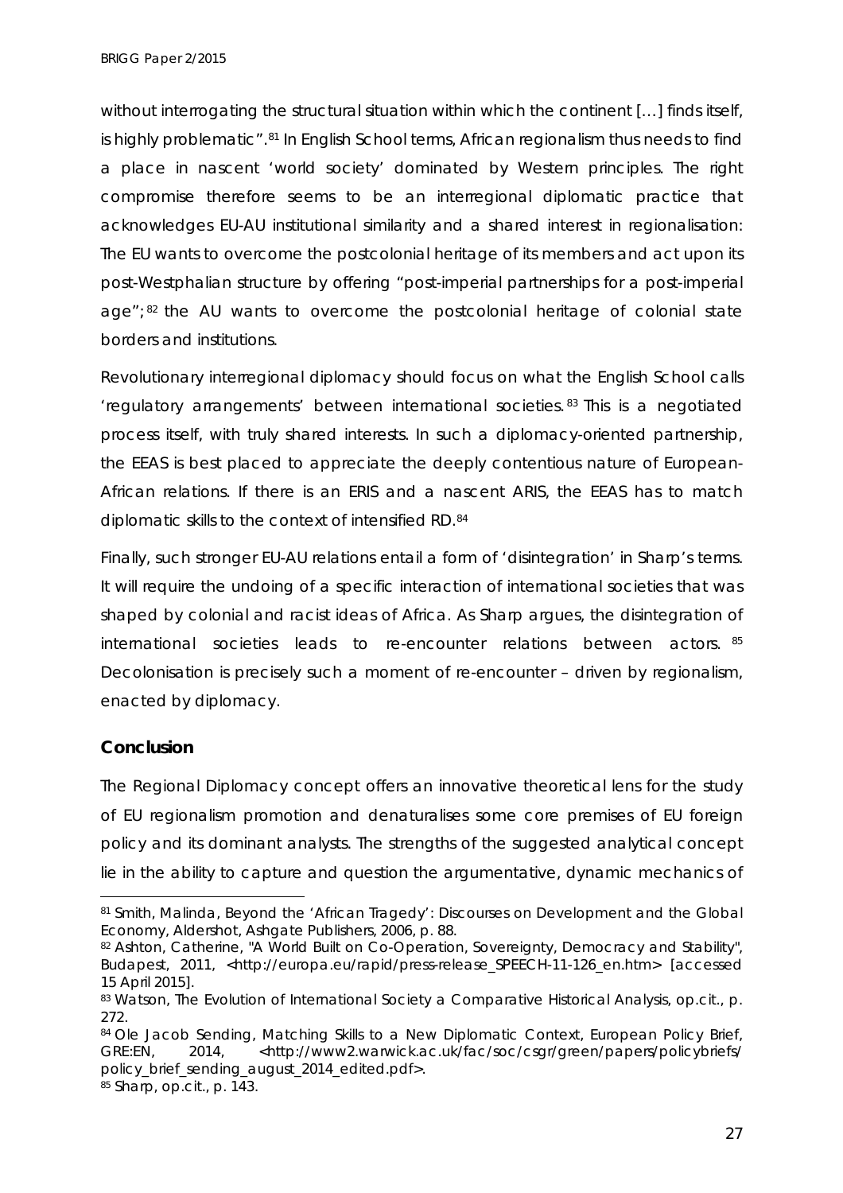without interrogating the structural situation within which the continent [...] finds itself, is highly problematic".[81] In English School terms, African regionalism thus needs to find a place in nascent 'world society' dominated by Western principles. The right compromise therefore seems to be an interregional diplomatic practice that acknowledges EU-AU institutional similarity and a shared interest in regionalisation: The EU wants to overcome the postcolonial heritage of its members and act upon its post-Westphalian structure by offering "post-imperial partnerships for a post-imperial age";[82] the AU wants to overcome the postcolonial heritage of colonial state borders and institutions.

Revolutionary interregional diplomacy should focus on what the English School calls 'regulatory arrangements' between international societies.[83] This is a negotiated process itself, with truly shared interests. In such a diplomacy-oriented partnership, the EEAS is best placed to appreciate the deeply contentious nature of European-African relations. If there is an ERIS and a nascent ARIS, the EEAS has to match diplomatic skills to the context of intensified RD.[84]

Finally, such stronger EU-AU relations entail a form of 'disintegration' in Sharp's terms. It will require the undoing of a specific interaction of international societies that was shaped by colonial and racist ideas of Africa. As Sharp argues, the disintegration of international societies leads to re-encounter relations between actors.[85] Decolonisation is precisely such a moment of re-encounter – driven by regionalism, enacted by diplomacy.

## Conclusion

The Regional Diplomacy concept offers an innovative theoretical lens for the study of EU regionalism promotion and denaturalises some core premises of EU foreign policy and its dominant analysts. The strengths of the suggested analytical concept lie in the ability to capture and question the argumentative, dynamic mechanics of

---

[81] Smith, Malinda, Beyond the 'African Tragedy': Discourses on Development and the Global Economy, Aldershot, Ashgate Publishers, 2006, p. 88.

[82] Ashton, Catherine, "A World Built on Co-Operation, Sovereignty, Democracy and Stability", Budapest, 2011, <http://europa.eu/rapid/press-release_SPEECH-11-126_en.htm> [accessed 15 April 2015].

[83] Watson, The Evolution of International Society a Comparative Historical Analysis, op.cit., p. 272.

[84] Ole Jacob Sending, Matching Skills to a New Diplomatic Context, European Policy Brief, GRE:EN, 2014, <http://www2.warwick.ac.uk/fac/soc/csgr/green/papers/policybriefs/policy_brief_sending_august_2014_edited.pdf>.

[85] Sharp, op.cit., p. 143.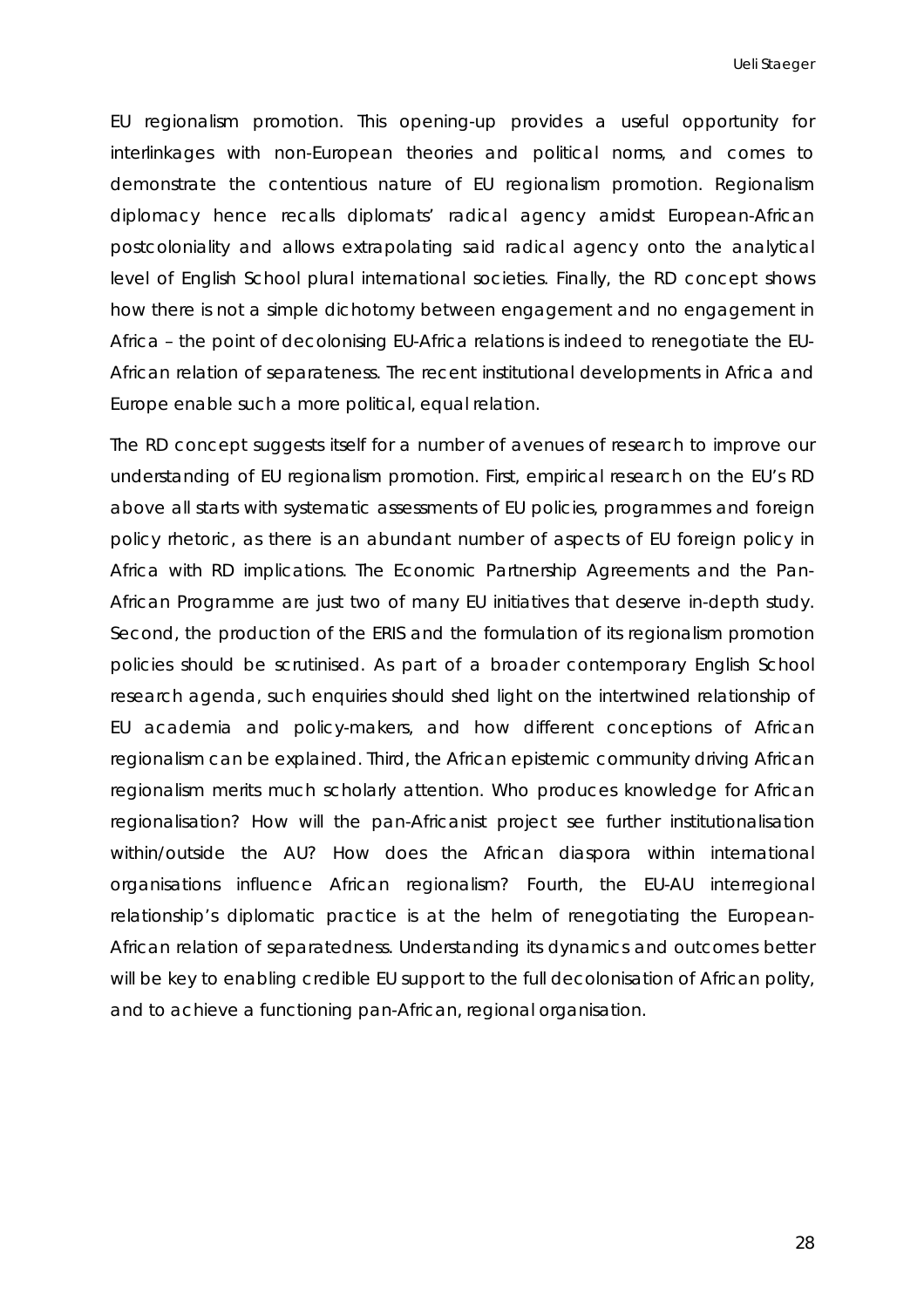EU regionalism promotion. This opening-up provides a useful opportunity for interlinkages with non-European theories and political norms, and comes to demonstrate the contentious nature of EU regionalism promotion. Regionalism diplomacy hence recalls diplomats' radical agency amidst European-African postcoloniality and allows extrapolating said radical agency onto the analytical level of English School plural international societies. Finally, the RD concept shows how there is not a simple dichotomy between engagement and no engagement in Africa – the point of decolonising EU-Africa relations is indeed to renegotiate the EU-African relation of separateness. The recent institutional developments in Africa and Europe enable such a more political, equal relation.

The RD concept suggests itself for a number of avenues of research to improve our understanding of EU regionalism promotion. First, empirical research on the EU's RD above all starts with systematic assessments of EU policies, programmes and foreign policy rhetoric, as there is an abundant number of aspects of EU foreign policy in Africa with RD implications. The Economic Partnership Agreements and the Pan-African Programme are just two of many EU initiatives that deserve in-depth study. Second, the production of the ERIS and the formulation of its regionalism promotion policies should be scrutinised. As part of a broader contemporary English School research agenda, such enquiries should shed light on the intertwined relationship of EU academia and policy-makers, and how different conceptions of African regionalism can be explained. Third, the African epistemic community driving African regionalism merits much scholarly attention. Who produces knowledge for African regionalisation? How will the pan-Africanist project see further institutionalisation within/outside the AU? How does the African diaspora within international organisations influence African regionalism? Fourth, the EU-AU interregional relationship's diplomatic practice is at the helm of renegotiating the European-African relation of separatedness. Understanding its dynamics and outcomes better will be key to enabling credible EU support to the full decolonisation of African polity, and to achieve a functioning pan-African, regional organisation.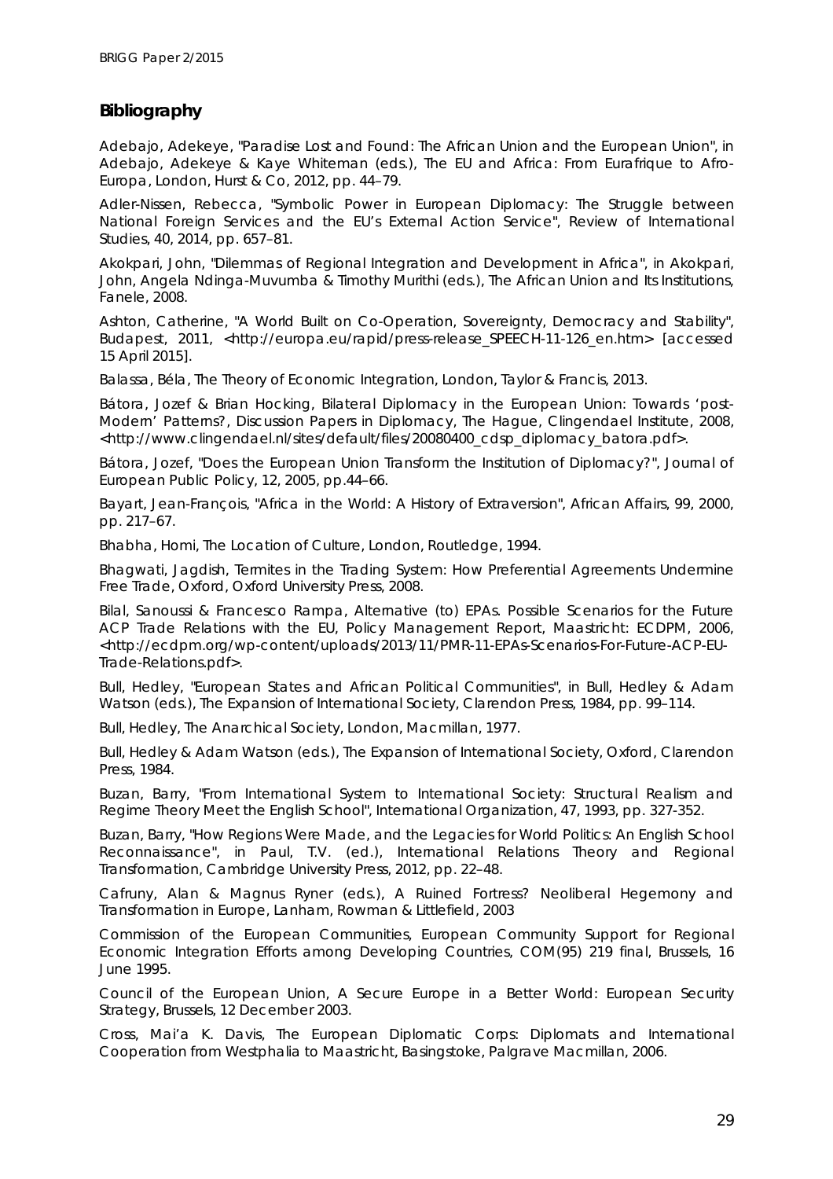## Bibliography

Adebajo, Adekeye, "Paradise Lost and Found: The African Union and the European Union", in Adebajo, Adekeye & Kaye Whiteman (eds.), *The EU and Africa: From Eurafrique to Afro-Europa*, London, Hurst & Co, 2012, pp. 44–79.

Adler-Nissen, Rebecca, "Symbolic Power in European Diplomacy: The Struggle between National Foreign Services and the EU's External Action Service", *Review of International Studies*, 40, 2014, pp. 657–81.

Akokpari, John, "Dilemmas of Regional Integration and Development in Africa", in Akokpari, John, Angela Ndinga-Muvumba & Timothy Murithi (eds.), *The African Union and Its Institutions*, Fanele, 2008.

Ashton, Catherine, "A World Built on Co-Operation, Sovereignty, Democracy and Stability", Budapest, 2011, <http://europa.eu/rapid/press-release_SPEECH-11-126_en.htm> [accessed 15 April 2015].

Balassa, Béla, *The Theory of Economic Integration*, London, Taylor & Francis, 2013.

Bátora, Jozef & Brian Hocking, *Bilateral Diplomacy in the European Union: Towards 'post-Modern' Patterns?*, Discussion Papers in Diplomacy, The Hague, Clingendael Institute, 2008, <http://www.clingendael.nl/sites/default/files/20080400_cdsp_diplomacy_batora.pdf>.

Bátora, Jozef, "Does the European Union Transform the Institution of Diplomacy?", *Journal of European Public Policy*, 12, 2005, pp.44–66.

Bayart, Jean-François, "Africa in the World: A History of Extraversion", *African Affairs*, 99, 2000, pp. 217–67.

Bhabha, Homi, *The Location of Culture*, London, Routledge, 1994.

Bhagwati, Jagdish, *Termites in the Trading System: How Preferential Agreements Undermine Free Trade*, Oxford, Oxford University Press, 2008.

Bilal, Sanoussi & Francesco Rampa, *Alternative (to) EPAs. Possible Scenarios for the Future ACP Trade Relations with the EU*, Policy Management Report, Maastricht: ECDPM, 2006, <http://ecdpm.org/wp-content/uploads/2013/11/PMR-11-EPAs-Scenarios-For-Future-ACP-EU-Trade-Relations.pdf>.

Bull, Hedley, "European States and African Political Communities", in Bull, Hedley & Adam Watson (eds.), *The Expansion of International Society*, Clarendon Press, 1984, pp. 99–114.

Bull, Hedley, *The Anarchical Society*, London, Macmillan, 1977.

Bull, Hedley & Adam Watson (eds.), *The Expansion of International Society*, Oxford, Clarendon Press, 1984.

Buzan, Barry, "From International System to International Society: Structural Realism and Regime Theory Meet the English School", *International Organization*, 47, 1993, pp. 327-352.

Buzan, Barry, "How Regions Were Made, and the Legacies for World Politics: An English School Reconnaissance", in Paul, T.V. (ed.), *International Relations Theory and Regional Transformation*, Cambridge University Press, 2012, pp. 22–48.

Cafruny, Alan & Magnus Ryner (eds.), *A Ruined Fortress? Neoliberal Hegemony and Transformation in Europe*, Lanham, Rowman & Littlefield, 2003

Commission of the European Communities, *European Community Support for Regional Economic Integration Efforts among Developing Countries*, COM(95) 219 final, Brussels, 16 June 1995.

Council of the European Union, *A Secure Europe in a Better World: European Security Strategy*, Brussels, 12 December 2003.

Cross, Mai'a K. Davis, *The European Diplomatic Corps: Diplomats and International Cooperation from Westphalia to Maastricht*, Basingstoke, Palgrave Macmillan, 2006.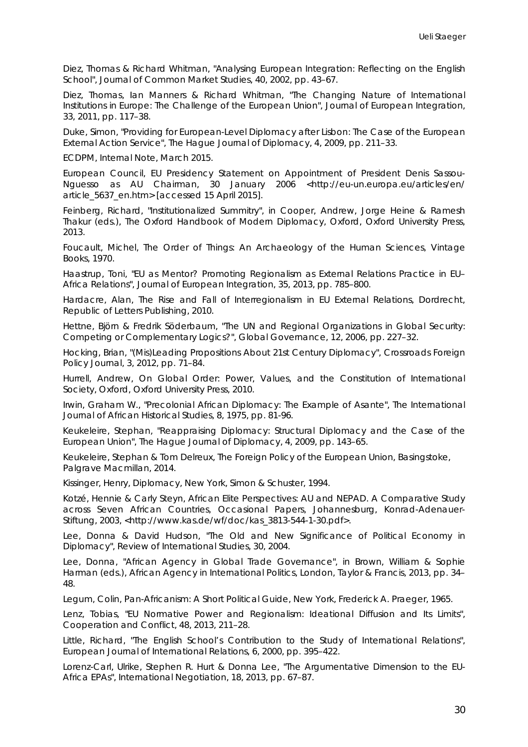Diez, Thomas & Richard Whitman, "Analysing European Integration: Reflecting on the English School", Journal of Common Market Studies, 40, 2002, pp. 43–67.

Diez, Thomas, Ian Manners & Richard Whitman, "The Changing Nature of International Institutions in Europe: The Challenge of the European Union", Journal of European Integration, 33, 2011, pp. 117–38.

Duke, Simon, "Providing for European-Level Diplomacy after Lisbon: The Case of the European External Action Service", The Hague Journal of Diplomacy, 4, 2009, pp. 211–33.

ECDPM, Internal Note, March 2015.

European Council, EU Presidency Statement on Appointment of President Denis Sassou-Nguesso as AU Chairman, 30 January 2006 <http://eu-un.europa.eu/articles/en/article_5637_en.htm> [accessed 15 April 2015].

Feinberg, Richard, "Institutionalized Summitry", in Cooper, Andrew, Jorge Heine & Ramesh Thakur (eds.), The Oxford Handbook of Modern Diplomacy, Oxford, Oxford University Press, 2013.

Foucault, Michel, The Order of Things: An Archaeology of the Human Sciences, Vintage Books, 1970.

Haastrup, Toni, "EU as Mentor? Promoting Regionalism as External Relations Practice in EU–Africa Relations", Journal of European Integration, 35, 2013, pp. 785–800.

Hardacre, Alan, The Rise and Fall of Interregionalism in EU External Relations, Dordrecht, Republic of Letters Publishing, 2010.

Hettne, Björn & Fredrik Söderbaum, "The UN and Regional Organizations in Global Security: Competing or Complementary Logics?", Global Governance, 12, 2006, pp. 227–32.

Hocking, Brian, "(Mis)Leading Propositions About 21st Century Diplomacy", Crossroads Foreign Policy Journal, 3, 2012, pp. 71–84.

Hurrell, Andrew, On Global Order: Power, Values, and the Constitution of International Society, Oxford, Oxford University Press, 2010.

Irwin, Graham W., "Precolonial African Diplomacy: The Example of Asante", The International Journal of African Historical Studies, 8, 1975, pp. 81-96.

Keukeleire, Stephan, "Reappraising Diplomacy: Structural Diplomacy and the Case of the European Union", The Hague Journal of Diplomacy, 4, 2009, pp. 143–65.

Keukeleire, Stephan & Tom Delreux, The Foreign Policy of the European Union, Basingstoke, Palgrave Macmillan, 2014.

Kissinger, Henry, Diplomacy, New York, Simon & Schuster, 1994.

Kotzé, Hennie & Carly Steyn, African Elite Perspectives: AU and NEPAD. A Comparative Study across Seven African Countries, Occasional Papers, Johannesburg, Konrad-Adenauer-Stiftung, 2003, <http://www.kas.de/wf/doc/kas_3813-544-1-30.pdf>.

Lee, Donna & David Hudson, "The Old and New Significance of Political Economy in Diplomacy", Review of International Studies, 30, 2004.

Lee, Donna, "African Agency in Global Trade Governance", in Brown, William & Sophie Harman (eds.), African Agency in International Politics, London, Taylor & Francis, 2013, pp. 34–48.

Legum, Colin, Pan-Africanism: A Short Political Guide, New York, Frederick A. Praeger, 1965.

Lenz, Tobias, "EU Normative Power and Regionalism: Ideational Diffusion and Its Limits", Cooperation and Conflict, 48, 2013, 211–28.

Little, Richard, "The English School's Contribution to the Study of International Relations", European Journal of International Relations, 6, 2000, pp. 395–422.

Lorenz-Carl, Ulrike, Stephen R. Hurt & Donna Lee, "The Argumentative Dimension to the EU-Africa EPAs", International Negotiation, 18, 2013, pp. 67–87.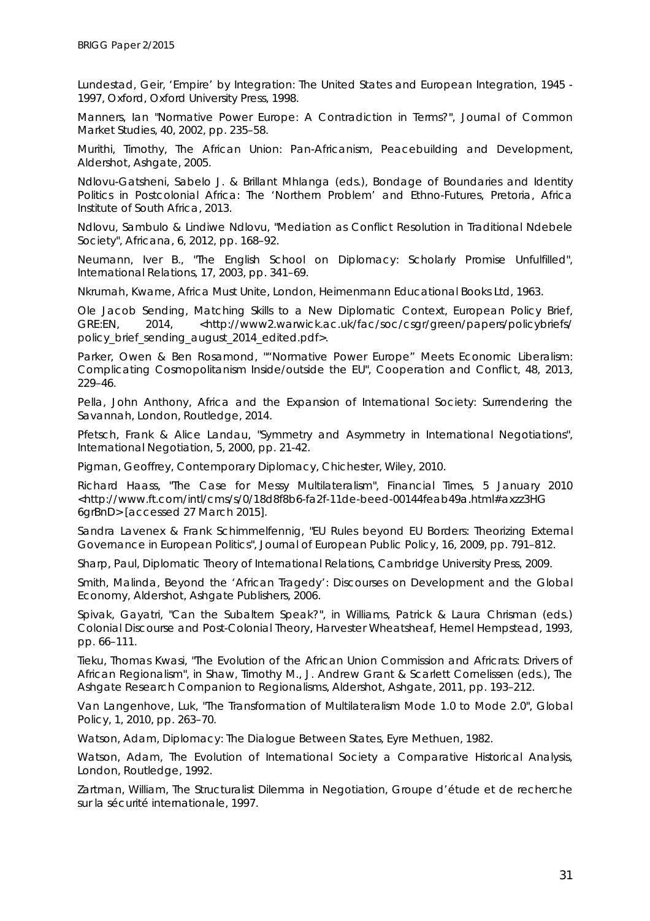Lundestad, Geir, 'Empire' by Integration: The United States and European Integration, 1945 - 1997, Oxford, Oxford University Press, 1998.

Manners, Ian "Normative Power Europe: A Contradiction in Terms?", Journal of Common Market Studies, 40, 2002, pp. 235–58.

Murithi, Timothy, The African Union: Pan-Africanism, Peacebuilding and Development, Aldershot, Ashgate, 2005.

Ndlovu-Gatsheni, Sabelo J. & Brillant Mhlanga (eds.), Bondage of Boundaries and Identity Politics in Postcolonial Africa: The 'Northern Problem' and Ethno-Futures, Pretoria, Africa Institute of South Africa, 2013.

Ndlovu, Sambulo & Lindiwe Ndlovu, "Mediation as Conflict Resolution in Traditional Ndebele Society", Africana, 6, 2012, pp. 168–92.

Neumann, Iver B., "The English School on Diplomacy: Scholarly Promise Unfulfilled", International Relations, 17, 2003, pp. 341–69.

Nkrumah, Kwame, Africa Must Unite, London, Heimenmann Educational Books Ltd, 1963.

Ole Jacob Sending, Matching Skills to a New Diplomatic Context, European Policy Brief, GRE:EN, 2014, <http://www2.warwick.ac.uk/fac/soc/csgr/green/papers/policybriefs/policy_brief_sending_august_2014_edited.pdf>.

Parker, Owen & Ben Rosamond, ""Normative Power Europe" Meets Economic Liberalism: Complicating Cosmopolitanism Inside/outside the EU", Cooperation and Conflict, 48, 2013, 229–46.

Pella, John Anthony, Africa and the Expansion of International Society: Surrendering the Savannah, London, Routledge, 2014.

Pfetsch, Frank & Alice Landau, "Symmetry and Asymmetry in International Negotiations", International Negotiation, 5, 2000, pp. 21-42.

Pigman, Geoffrey, Contemporary Diplomacy, Chichester, Wiley, 2010.

Richard Haass, "The Case for Messy Multilateralism", Financial Times, 5 January 2010 <http://www.ft.com/intl/cms/s/0/18d8f8b6-fa2f-11de-beed-00144feab49a.html#axzz3HG6grBnD> [accessed 27 March 2015].

Sandra Lavenex & Frank Schimmelfennig, "EU Rules beyond EU Borders: Theorizing External Governance in European Politics", Journal of European Public Policy, 16, 2009, pp. 791–812.

Sharp, Paul, Diplomatic Theory of International Relations, Cambridge University Press, 2009.

Smith, Malinda, Beyond the 'African Tragedy': Discourses on Development and the Global Economy, Aldershot, Ashgate Publishers, 2006.

Spivak, Gayatri, "Can the Subaltern Speak?", in Williams, Patrick & Laura Chrisman (eds.) Colonial Discourse and Post-Colonial Theory, Harvester Wheatsheaf, Hemel Hempstead, 1993, pp. 66–111.

Tieku, Thomas Kwasi, "The Evolution of the African Union Commission and Africrats: Drivers of African Regionalism", in Shaw, Timothy M., J. Andrew Grant & Scarlett Cornelissen (eds.), The Ashgate Research Companion to Regionalisms, Aldershot, Ashgate, 2011, pp. 193–212.

Van Langenhove, Luk, "The Transformation of Multilateralism Mode 1.0 to Mode 2.0", Global Policy, 1, 2010, pp. 263–70.

Watson, Adam, Diplomacy: The Dialogue Between States, Eyre Methuen, 1982.

Watson, Adam, The Evolution of International Society a Comparative Historical Analysis, London, Routledge, 1992.

Zartman, William, The Structuralist Dilemma in Negotiation, Groupe d'étude et de recherche sur la sécurité internationale, 1997.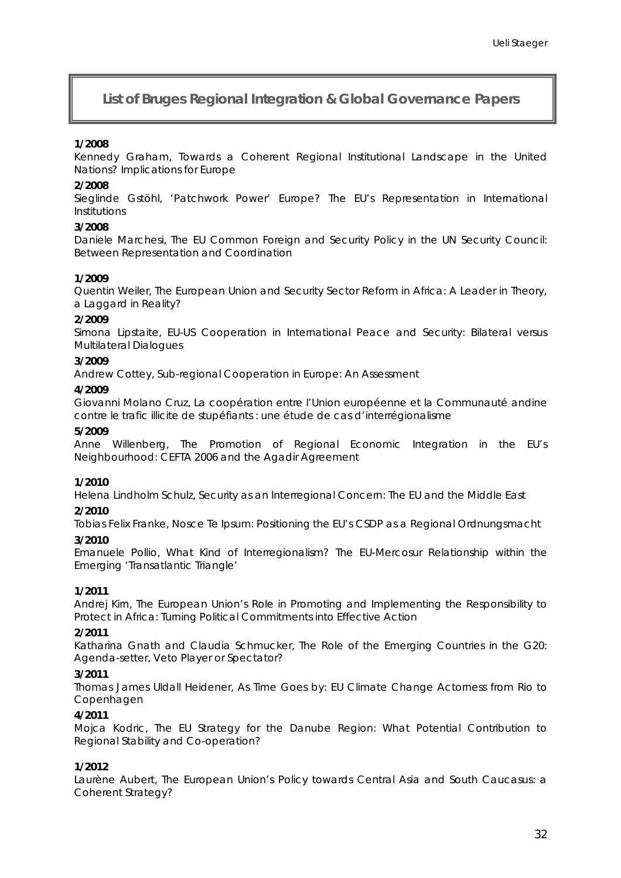## List of Bruges Regional Integration & Global Governance Papers

**1/2008**
Kennedy Graham, Towards a Coherent Regional Institutional Landscape in the United Nations? Implications for Europe

**2/2008**
Sieglinde Gstöhl, 'Patchwork Power' Europe? The EU's Representation in International Institutions

**3/2008**
Daniele Marchesi, The EU Common Foreign and Security Policy in the UN Security Council: Between Representation and Coordination

**1/2009**
Quentin Weiler, The European Union and Security Sector Reform in Africa: A Leader in Theory, a Laggard in Reality?

**2/2009**
Simona Lipstaite, EU-US Cooperation in International Peace and Security: Bilateral versus Multilateral Dialogues

**3/2009**
Andrew Cottey, Sub-regional Cooperation in Europe: An Assessment

**4/2009**
Giovanni Molano Cruz, La coopération entre l'Union européenne et la Communauté andine contre le trafic illicite de stupéfiants : une étude de cas d'interrégionalisme

**5/2009**
Anne Willenberg, The Promotion of Regional Economic Integration in the EU's Neighbourhood: CEFTA 2006 and the Agadir Agreement

**1/2010**
Helena Lindholm Schulz, Security as an Interregional Concern: The EU and the Middle East

**2/2010**
Tobias Felix Franke, Nosce Te Ipsum: Positioning the EU's CSDP as a Regional Ordnungsmacht

**3/2010**
Emanuele Pollio, What Kind of Interregionalism? The EU-Mercosur Relationship within the Emerging 'Transatlantic Triangle'

**1/2011**
Andrej Kirn, The European Union's Role in Promoting and Implementing the Responsibility to Protect in Africa: Turning Political Commitments into Effective Action

**2/2011**
Katharina Gnath and Claudia Schmucker, The Role of the Emerging Countries in the G20: Agenda-setter, Veto Player or Spectator?

**3/2011**
Thomas James Uldall Heidener, As Time Goes by: EU Climate Change Actorness from Rio to Copenhagen

**4/2011**
Mojca Kodric, The EU Strategy for the Danube Region: What Potential Contribution to Regional Stability and Co-operation?

**1/2012**
Laurène Aubert, The European Union's Policy towards Central Asia and South Caucasus: a Coherent Strategy?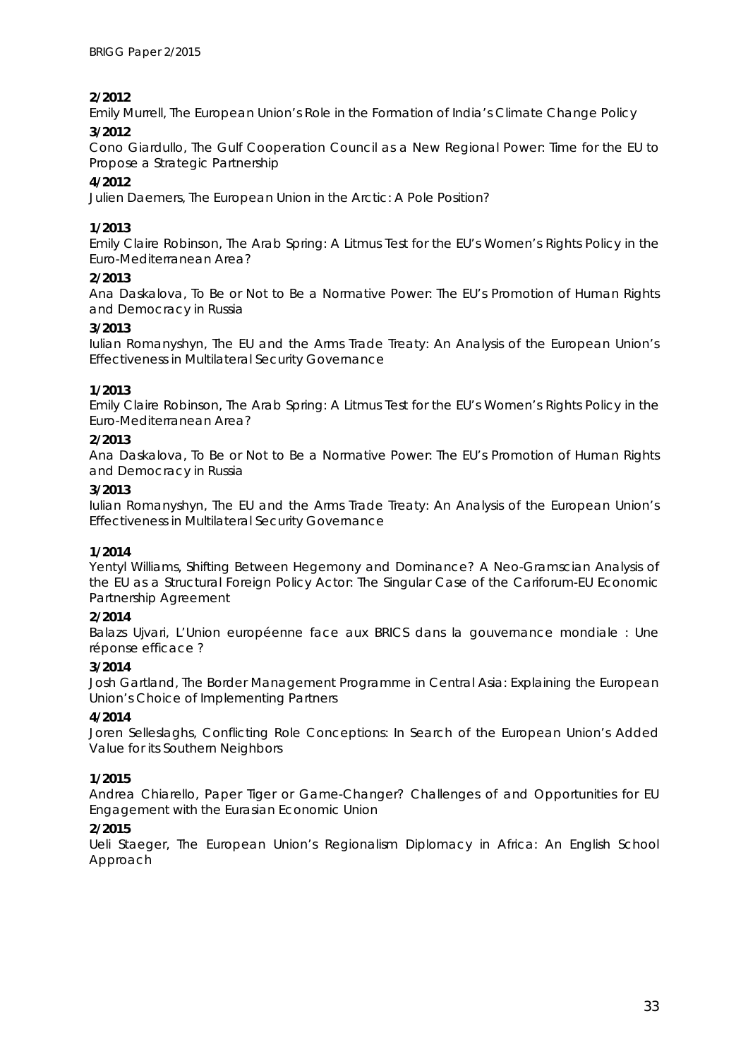**2/2012**
Emily Murrell, The European Union's Role in the Formation of India's Climate Change Policy

**3/2012**
Cono Giardullo, The Gulf Cooperation Council as a New Regional Power: Time for the EU to Propose a Strategic Partnership

**4/2012**
Julien Daemers, The European Union in the Arctic: A Pole Position?

**1/2013**
Emily Claire Robinson, The Arab Spring: A Litmus Test for the EU's Women's Rights Policy in the Euro-Mediterranean Area?

**2/2013**
Ana Daskalova, To Be or Not to Be a Normative Power: The EU's Promotion of Human Rights and Democracy in Russia

**3/2013**
Iulian Romanyshyn, The EU and the Arms Trade Treaty: An Analysis of the European Union's Effectiveness in Multilateral Security Governance

**1/2013**
Emily Claire Robinson, The Arab Spring: A Litmus Test for the EU's Women's Rights Policy in the Euro-Mediterranean Area?

**2/2013**
Ana Daskalova, To Be or Not to Be a Normative Power: The EU's Promotion of Human Rights and Democracy in Russia

**3/2013**
Iulian Romanyshyn, The EU and the Arms Trade Treaty: An Analysis of the European Union's Effectiveness in Multilateral Security Governance

**1/2014**
Yentyl Williams, Shifting Between Hegemony and Dominance? A Neo-Gramscian Analysis of the EU as a Structural Foreign Policy Actor: The Singular Case of the Cariforum-EU Economic Partnership Agreement

**2/2014**
Balazs Ujvari, L'Union européenne face aux BRICS dans la gouvernance mondiale : Une réponse efficace ?

**3/2014**
Josh Gartland, The Border Management Programme in Central Asia: Explaining the European Union's Choice of Implementing Partners

**4/2014**
Joren Selleslaghs, Conflicting Role Conceptions: In Search of the European Union's Added Value for its Southern Neighbors

**1/2015**
Andrea Chiarello, Paper Tiger or Game-Changer? Challenges of and Opportunities for EU Engagement with the Eurasian Economic Union

**2/2015**
Ueli Staeger, The European Union's Regionalism Diplomacy in Africa: An English School Approach